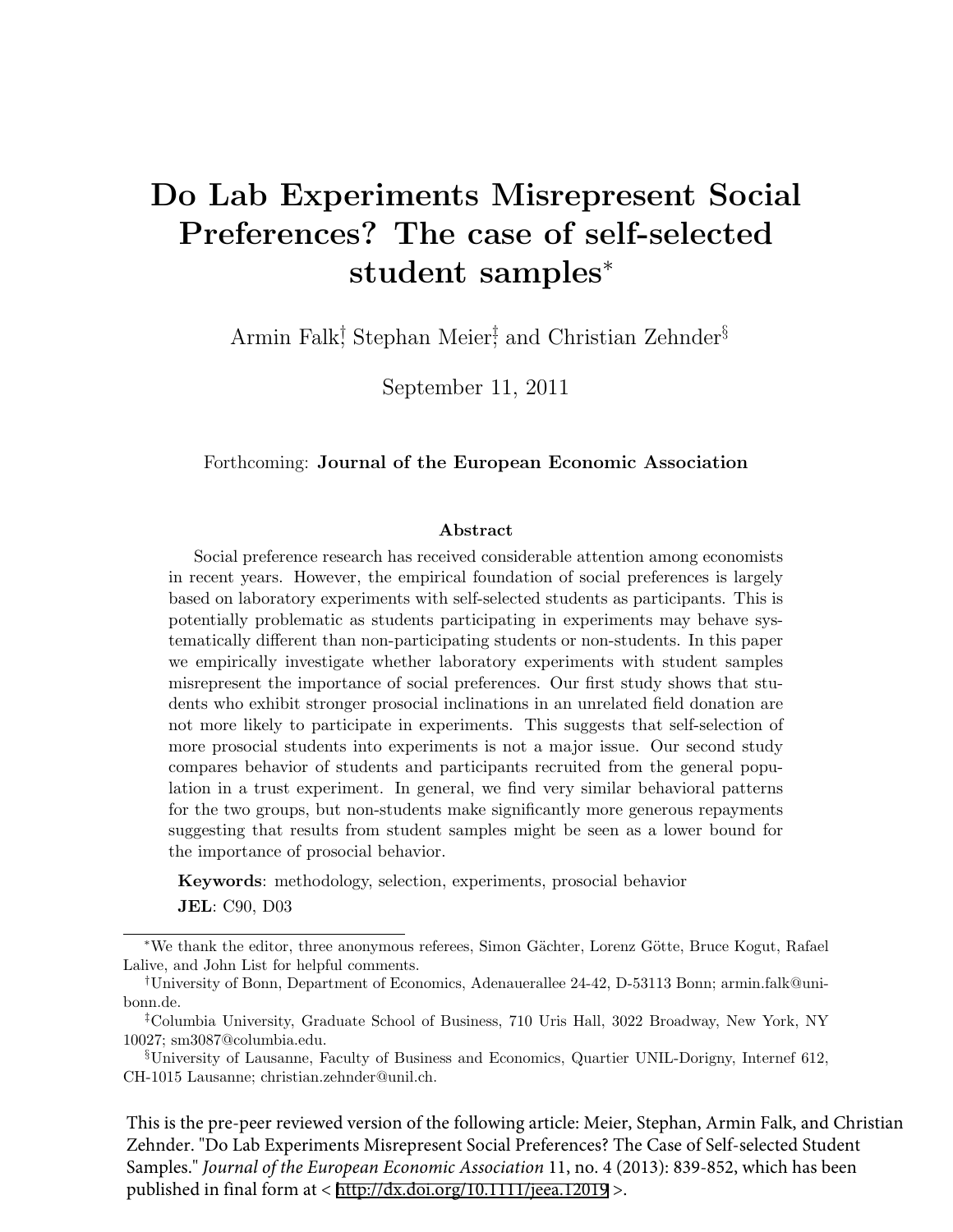# Do Lab Experiments Misrepresent Social Preferences? The case of self-selected student samples*

Armin Falk[†], Stephan Meier[‡], and Christian Zehnder[§]

September 11, 2011

Forthcoming: **Journal of the European Economic Association**

### Abstract

Social preference research has received considerable attention among economists in recent years. However, the empirical foundation of social preferences is largely based on laboratory experiments with self-selected students as participants. This is potentially problematic as students participating in experiments may behave systematically different than non-participating students or non-students. In this paper we empirically investigate whether laboratory experiments with student samples misrepresent the importance of social preferences. Our first study shows that students who exhibit stronger prosocial inclinations in an unrelated field donation are not more likely to participate in experiments. This suggests that self-selection of more prosocial students into experiments is not a major issue. Our second study compares behavior of students and participants recruited from the general population in a trust experiment. In general, we find very similar behavioral patterns for the two groups, but non-students make significantly more generous repayments suggesting that results from student samples might be seen as a lower bound for the importance of prosocial behavior.

**Keywords**: methodology, selection, experiments, prosocial behavior

**JEL**: C90, D03

---

*We thank the editor, three anonymous referees, Simon Gächter, Lorenz Götte, Bruce Kogut, Rafael Lalive, and John List for helpful comments.

[†]University of Bonn, Department of Economics, Adenauerallee 24-42, D-53113 Bonn; armin.falk@uni-bonn.de.

[‡]Columbia University, Graduate School of Business, 710 Uris Hall, 3022 Broadway, New York, NY 10027; sm3087@columbia.edu.

[§]University of Lausanne, Faculty of Business and Economics, Quartier UNIL-Dorigny, Internef 612, CH-1015 Lausanne; christian.zehnder@unil.ch.

This is the pre-peer reviewed version of the following article: Meier, Stephan, Armin Falk, and Christian Zehnder. "Do Lab Experiments Misrepresent Social Preferences? The Case of Self-selected Student Samples." *Journal of the European Economic Association* 11, no. 4 (2013): 839-852, which has been published in final form at < http://dx.doi.org/10.1111/jeea.12019 >.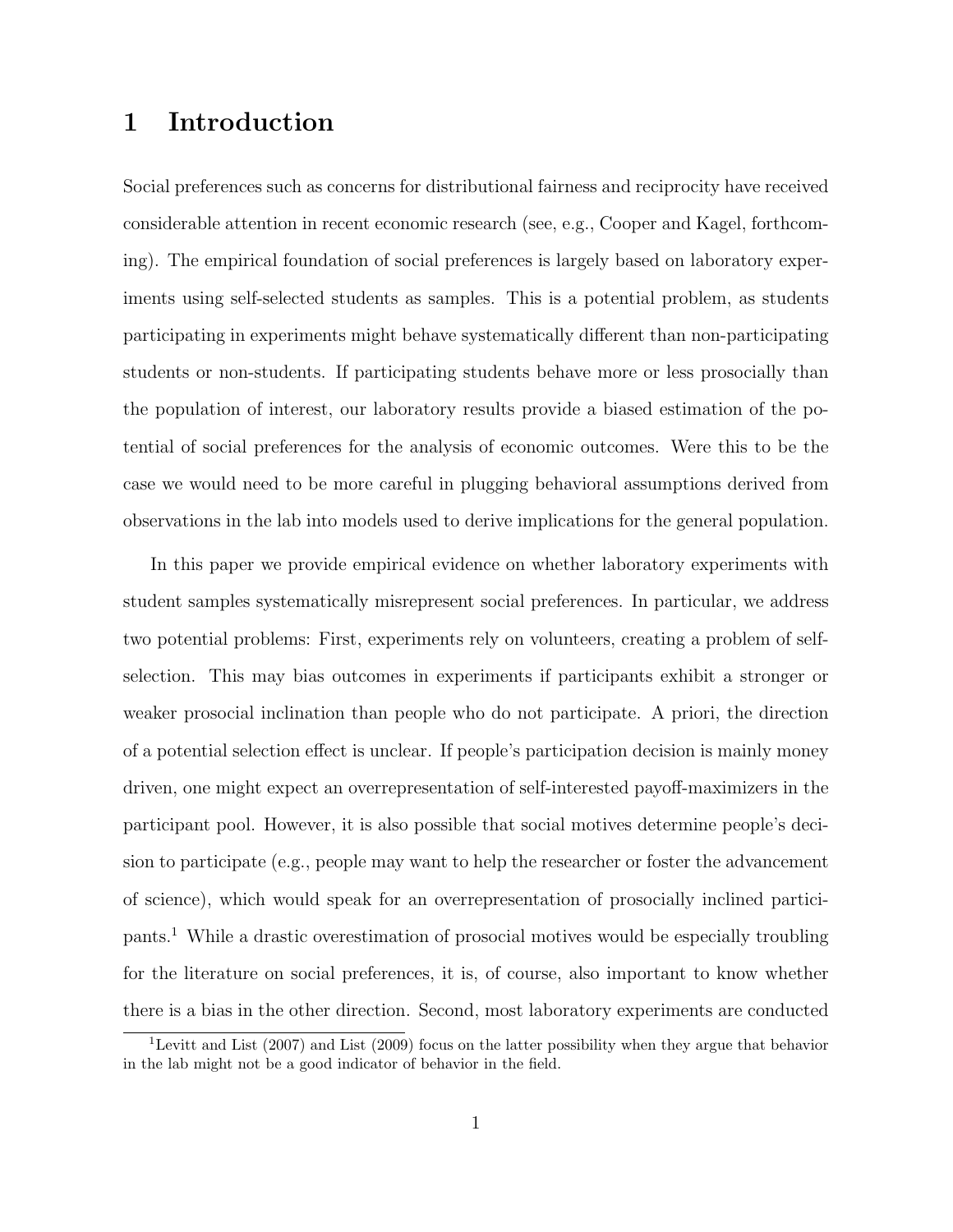# 1 Introduction

Social preferences such as concerns for distributional fairness and reciprocity have received considerable attention in recent economic research (see, e.g., Cooper and Kagel, forthcoming). The empirical foundation of social preferences is largely based on laboratory experiments using self-selected students as samples. This is a potential problem, as students participating in experiments might behave systematically different than non-participating students or non-students. If participating students behave more or less prosocially than the population of interest, our laboratory results provide a biased estimation of the potential of social preferences for the analysis of economic outcomes. Were this to be the case we would need to be more careful in plugging behavioral assumptions derived from observations in the lab into models used to derive implications for the general population.

In this paper we provide empirical evidence on whether laboratory experiments with student samples systematically misrepresent social preferences. In particular, we address two potential problems: First, experiments rely on volunteers, creating a problem of self-selection. This may bias outcomes in experiments if participants exhibit a stronger or weaker prosocial inclination than people who do not participate. A priori, the direction of a potential selection effect is unclear. If people's participation decision is mainly money driven, one might expect an overrepresentation of self-interested payoff-maximizers in the participant pool. However, it is also possible that social motives determine people's decision to participate (e.g., people may want to help the researcher or foster the advancement of science), which would speak for an overrepresentation of prosocially inclined participants.[1] While a drastic overestimation of prosocial motives would be especially troubling for the literature on social preferences, it is, of course, also important to know whether there is a bias in the other direction. Second, most laboratory experiments are conducted

[1] Levitt and List (2007) and List (2009) focus on the latter possibility when they argue that behavior in the lab might not be a good indicator of behavior in the field.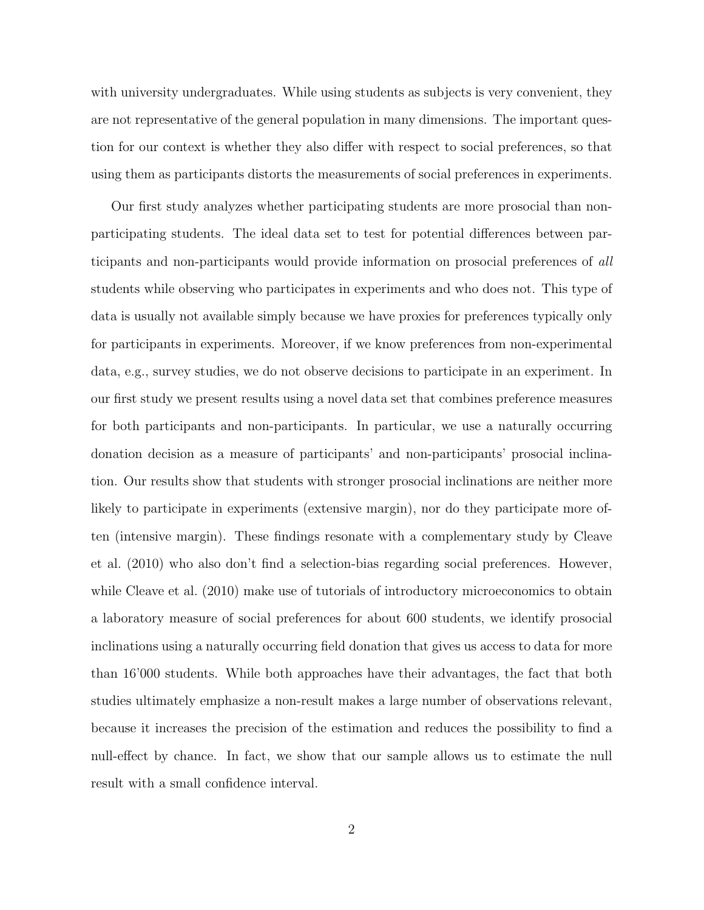with university undergraduates. While using students as subjects is very convenient, they are not representative of the general population in many dimensions. The important question for our context is whether they also differ with respect to social preferences, so that using them as participants distorts the measurements of social preferences in experiments.

Our first study analyzes whether participating students are more prosocial than non-participating students. The ideal data set to test for potential differences between participants and non-participants would provide information on prosocial preferences of *all* students while observing who participates in experiments and who does not. This type of data is usually not available simply because we have proxies for preferences typically only for participants in experiments. Moreover, if we know preferences from non-experimental data, e.g., survey studies, we do not observe decisions to participate in an experiment. In our first study we present results using a novel data set that combines preference measures for both participants and non-participants. In particular, we use a naturally occurring donation decision as a measure of participants' and non-participants' prosocial inclination. Our results show that students with stronger prosocial inclinations are neither more likely to participate in experiments (extensive margin), nor do they participate more often (intensive margin). These findings resonate with a complementary study by Cleave et al. (2010) who also don't find a selection-bias regarding social preferences. However, while Cleave et al. (2010) make use of tutorials of introductory microeconomics to obtain a laboratory measure of social preferences for about 600 students, we identify prosocial inclinations using a naturally occurring field donation that gives us access to data for more than 16'000 students. While both approaches have their advantages, the fact that both studies ultimately emphasize a non-result makes a large number of observations relevant, because it increases the precision of the estimation and reduces the possibility to find a null-effect by chance. In fact, we show that our sample allows us to estimate the null result with a small confidence interval.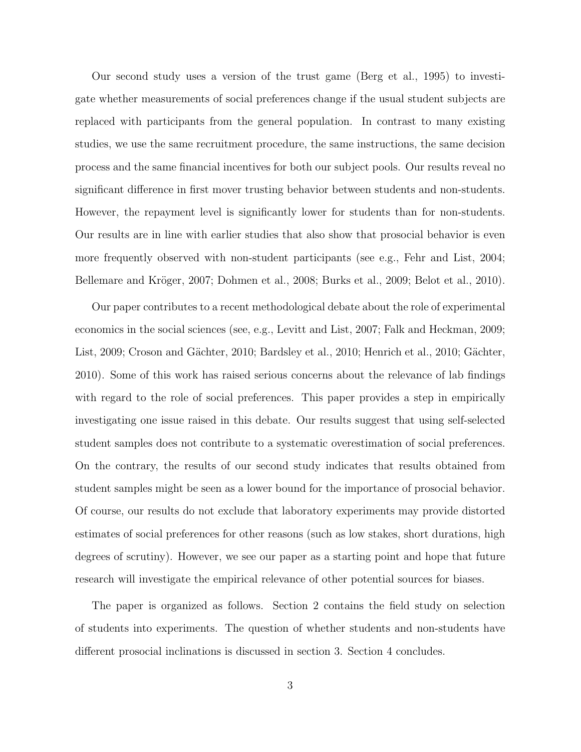Our second study uses a version of the trust game (Berg et al., 1995) to investigate whether measurements of social preferences change if the usual student subjects are replaced with participants from the general population. In contrast to many existing studies, we use the same recruitment procedure, the same instructions, the same decision process and the same financial incentives for both our subject pools. Our results reveal no significant difference in first mover trusting behavior between students and non-students. However, the repayment level is significantly lower for students than for non-students. Our results are in line with earlier studies that also show that prosocial behavior is even more frequently observed with non-student participants (see e.g., Fehr and List, 2004; Bellemare and Kröger, 2007; Dohmen et al., 2008; Burks et al., 2009; Belot et al., 2010).

Our paper contributes to a recent methodological debate about the role of experimental economics in the social sciences (see, e.g., Levitt and List, 2007; Falk and Heckman, 2009; List, 2009; Croson and Gächter, 2010; Bardsley et al., 2010; Henrich et al., 2010; Gächter, 2010). Some of this work has raised serious concerns about the relevance of lab findings with regard to the role of social preferences. This paper provides a step in empirically investigating one issue raised in this debate. Our results suggest that using self-selected student samples does not contribute to a systematic overestimation of social preferences. On the contrary, the results of our second study indicates that results obtained from student samples might be seen as a lower bound for the importance of prosocial behavior. Of course, our results do not exclude that laboratory experiments may provide distorted estimates of social preferences for other reasons (such as low stakes, short durations, high degrees of scrutiny). However, we see our paper as a starting point and hope that future research will investigate the empirical relevance of other potential sources for biases.

The paper is organized as follows. Section 2 contains the field study on selection of students into experiments. The question of whether students and non-students have different prosocial inclinations is discussed in section 3. Section 4 concludes.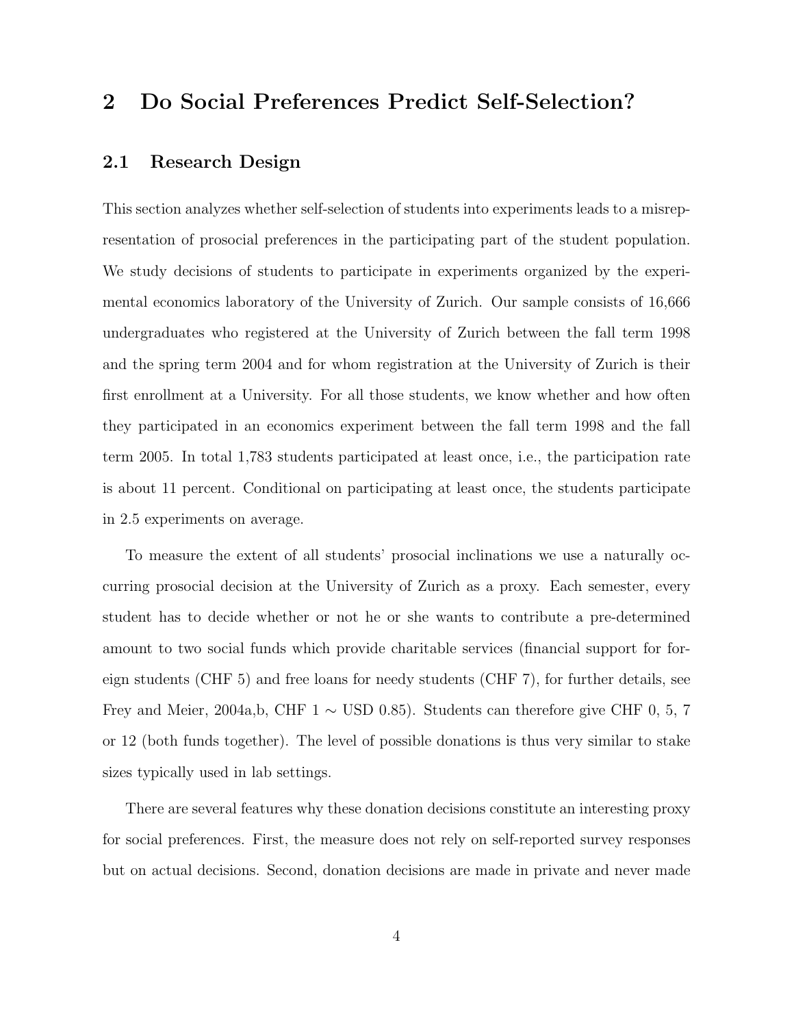## 2 Do Social Preferences Predict Self-Selection?

### 2.1 Research Design

This section analyzes whether self-selection of students into experiments leads to a misrepresentation of prosocial preferences in the participating part of the student population. We study decisions of students to participate in experiments organized by the experimental economics laboratory of the University of Zurich. Our sample consists of 16,666 undergraduates who registered at the University of Zurich between the fall term 1998 and the spring term 2004 and for whom registration at the University of Zurich is their first enrollment at a University. For all those students, we know whether and how often they participated in an economics experiment between the fall term 1998 and the fall term 2005. In total 1,783 students participated at least once, i.e., the participation rate is about 11 percent. Conditional on participating at least once, the students participate in 2.5 experiments on average.

To measure the extent of all students' prosocial inclinations we use a naturally occurring prosocial decision at the University of Zurich as a proxy. Each semester, every student has to decide whether or not he or she wants to contribute a pre-determined amount to two social funds which provide charitable services (financial support for foreign students (CHF 5) and free loans for needy students (CHF 7), for further details, see Frey and Meier, 2004a,b, CHF 1 ∼ USD 0.85). Students can therefore give CHF 0, 5, 7 or 12 (both funds together). The level of possible donations is thus very similar to stake sizes typically used in lab settings.

There are several features why these donation decisions constitute an interesting proxy for social preferences. First, the measure does not rely on self-reported survey responses but on actual decisions. Second, donation decisions are made in private and never made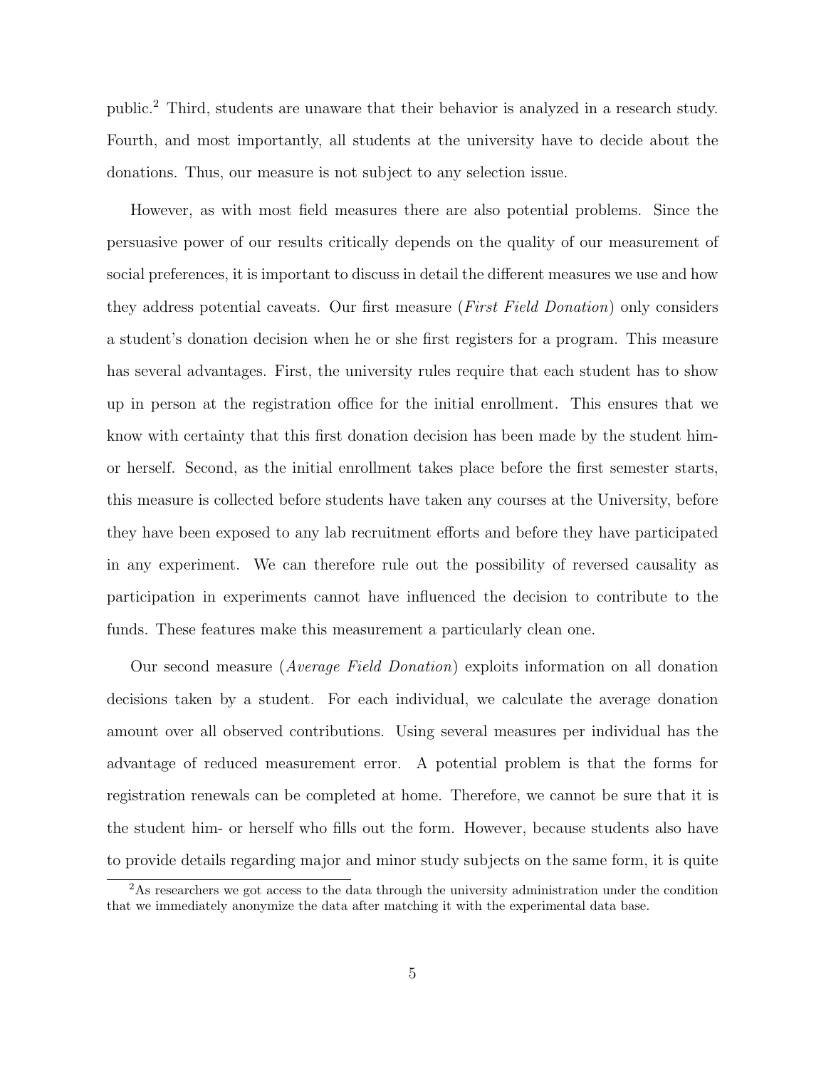public.[2] Third, students are unaware that their behavior is analyzed in a research study. Fourth, and most importantly, all students at the university have to decide about the donations. Thus, our measure is not subject to any selection issue.

However, as with most field measures there are also potential problems. Since the persuasive power of our results critically depends on the quality of our measurement of social preferences, it is important to discuss in detail the different measures we use and how they address potential caveats. Our first measure (*First Field Donation*) only considers a student's donation decision when he or she first registers for a program. This measure has several advantages. First, the university rules require that each student has to show up in person at the registration office for the initial enrollment. This ensures that we know with certainty that this first donation decision has been made by the student him- or herself. Second, as the initial enrollment takes place before the first semester starts, this measure is collected before students have taken any courses at the University, before they have been exposed to any lab recruitment efforts and before they have participated in any experiment. We can therefore rule out the possibility of reversed causality as participation in experiments cannot have influenced the decision to contribute to the funds. These features make this measurement a particularly clean one.

Our second measure (*Average Field Donation*) exploits information on all donation decisions taken by a student. For each individual, we calculate the average donation amount over all observed contributions. Using several measures per individual has the advantage of reduced measurement error. A potential problem is that the forms for registration renewals can be completed at home. Therefore, we cannot be sure that it is the student him- or herself who fills out the form. However, because students also have to provide details regarding major and minor study subjects on the same form, it is quite

[2] As researchers we got access to the data through the university administration under the condition that we immediately anonymize the data after matching it with the experimental data base.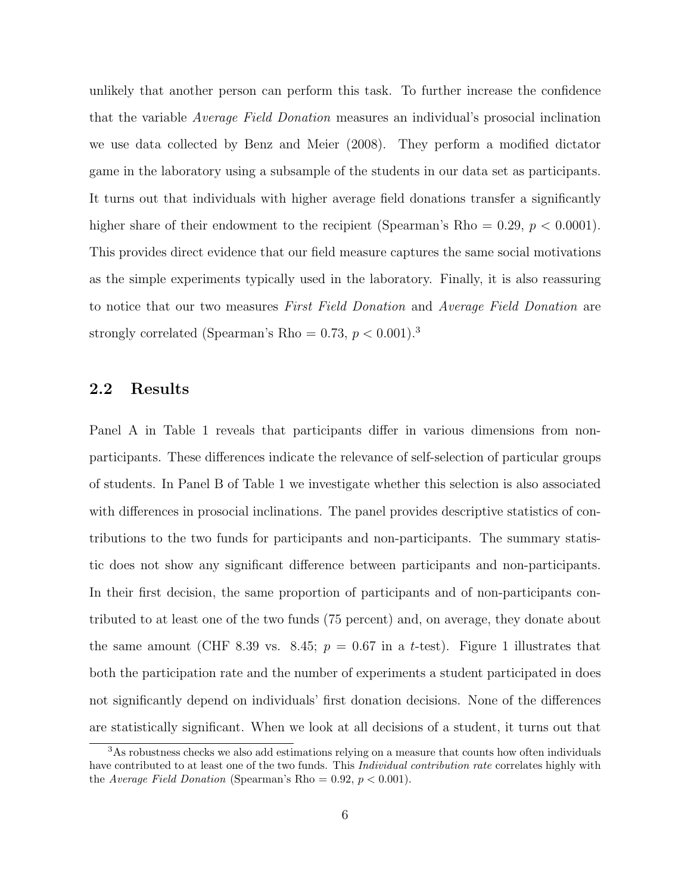unlikely that another person can perform this task. To further increase the confidence that the variable *Average Field Donation* measures an individual's prosocial inclination we use data collected by Benz and Meier (2008). They perform a modified dictator game in the laboratory using a subsample of the students in our data set as participants. It turns out that individuals with higher average field donations transfer a significantly higher share of their endowment to the recipient (Spearman's Rho = 0.29, $p < 0.0001$). This provides direct evidence that our field measure captures the same social motivations as the simple experiments typically used in the laboratory. Finally, it is also reassuring to notice that our two measures *First Field Donation* and *Average Field Donation* are strongly correlated (Spearman's Rho = 0.73, $p < 0.001$).[3]

## 2.2 Results

Panel A in Table 1 reveals that participants differ in various dimensions from non-participants. These differences indicate the relevance of self-selection of particular groups of students. In Panel B of Table 1 we investigate whether this selection is also associated with differences in prosocial inclinations. The panel provides descriptive statistics of contributions to the two funds for participants and non-participants. The summary statistic does not show any significant difference between participants and non-participants. In their first decision, the same proportion of participants and of non-participants contributed to at least one of the two funds (75 percent) and, on average, they donate about the same amount (CHF 8.39 vs. 8.45; $p = 0.67$ in a $t$-test). Figure 1 illustrates that both the participation rate and the number of experiments a student participated in does not significantly depend on individuals' first donation decisions. None of the differences are statistically significant. When we look at all decisions of a student, it turns out that

[3] As robustness checks we also add estimations relying on a measure that counts how often individuals have contributed to at least one of the two funds. This *Individual contribution rate* correlates highly with the *Average Field Donation* (Spearman's Rho = 0.92, $p < 0.001$).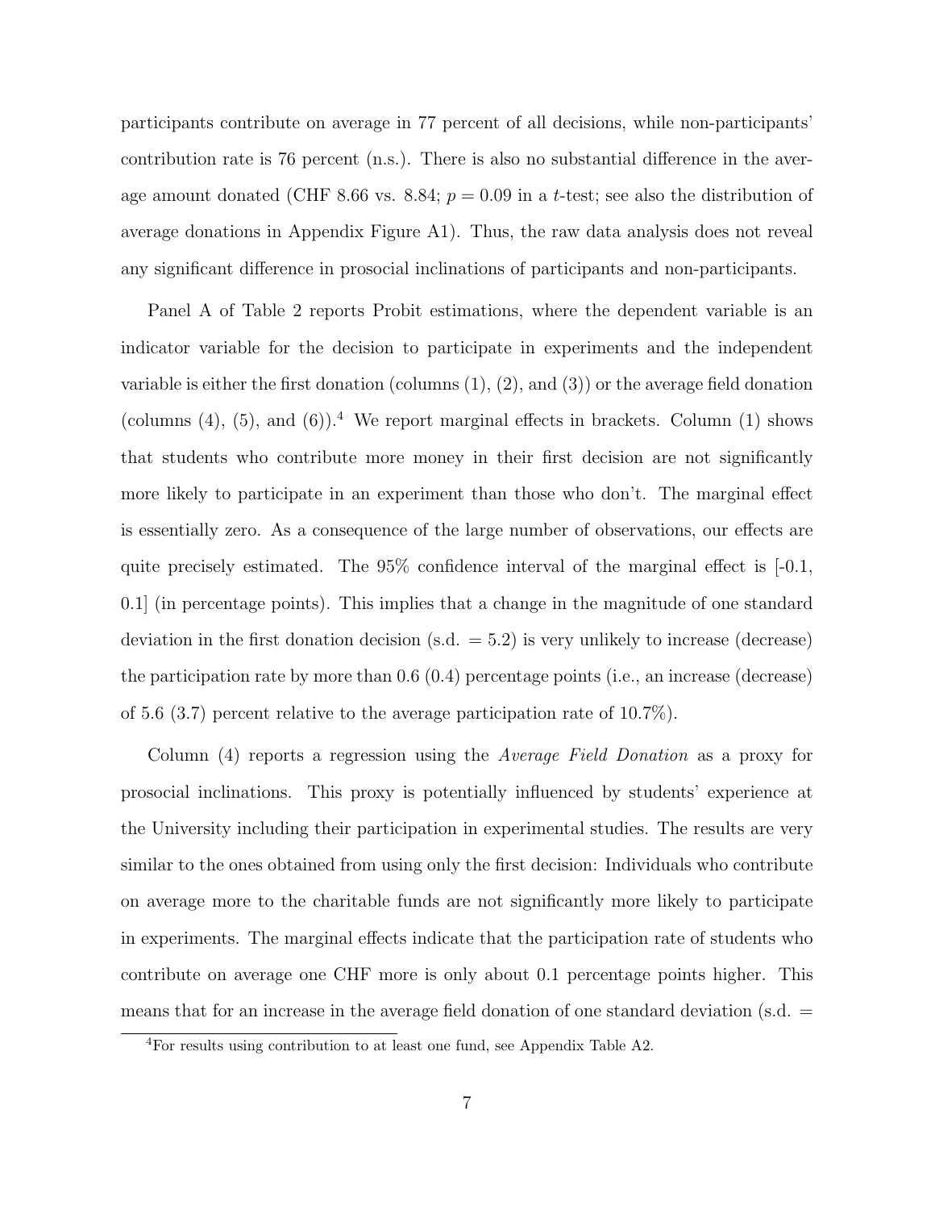participants contribute on average in 77 percent of all decisions, while non-participants' contribution rate is 76 percent (n.s.). There is also no substantial difference in the average amount donated (CHF 8.66 vs. 8.84; $p = 0.09$ in a $t$-test; see also the distribution of average donations in Appendix Figure A1). Thus, the raw data analysis does not reveal any significant difference in prosocial inclinations of participants and non-participants.

Panel A of Table 2 reports Probit estimations, where the dependent variable is an indicator variable for the decision to participate in experiments and the independent variable is either the first donation (columns (1), (2), and (3)) or the average field donation (columns (4), (5), and (6)).[4] We report marginal effects in brackets. Column (1) shows that students who contribute more money in their first decision are not significantly more likely to participate in an experiment than those who don't. The marginal effect is essentially zero. As a consequence of the large number of observations, our effects are quite precisely estimated. The 95% confidence interval of the marginal effect is [-0.1, 0.1] (in percentage points). This implies that a change in the magnitude of one standard deviation in the first donation decision (s.d. = 5.2) is very unlikely to increase (decrease) the participation rate by more than 0.6 (0.4) percentage points (i.e., an increase (decrease) of 5.6 (3.7) percent relative to the average participation rate of 10.7%).

Column (4) reports a regression using the *Average Field Donation* as a proxy for prosocial inclinations. This proxy is potentially influenced by students' experience at the University including their participation in experimental studies. The results are very similar to the ones obtained from using only the first decision: Individuals who contribute on average more to the charitable funds are not significantly more likely to participate in experiments. The marginal effects indicate that the participation rate of students who contribute on average one CHF more is only about 0.1 percentage points higher. This means that for an increase in the average field donation of one standard deviation (s.d. =

[4] For results using contribution to at least one fund, see Appendix Table A2.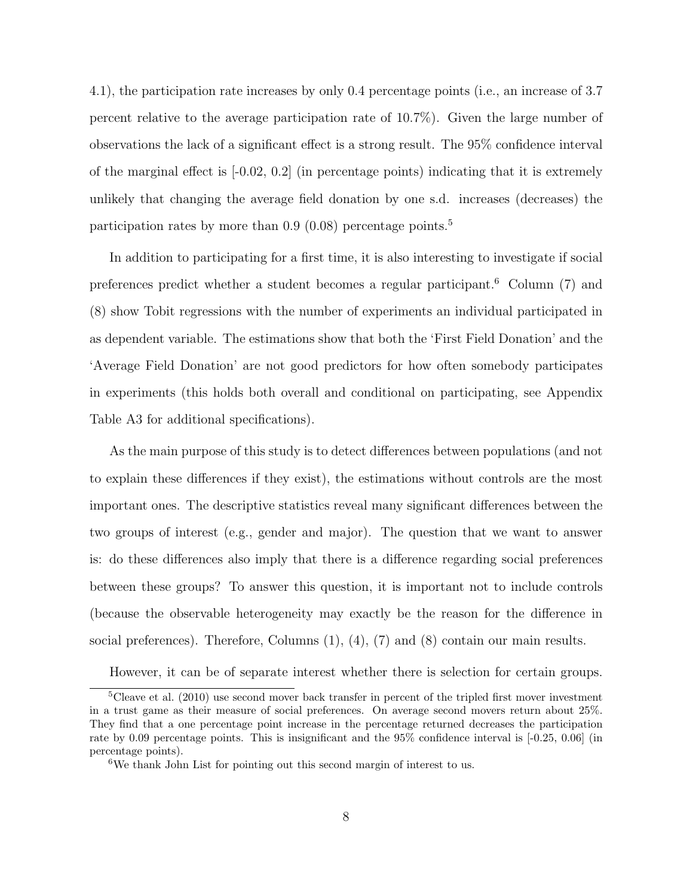4.1), the participation rate increases by only 0.4 percentage points (i.e., an increase of 3.7 percent relative to the average participation rate of 10.7%). Given the large number of observations the lack of a significant effect is a strong result. The 95% confidence interval of the marginal effect is [-0.02, 0.2] (in percentage points) indicating that it is extremely unlikely that changing the average field donation by one s.d. increases (decreases) the participation rates by more than 0.9 (0.08) percentage points.[5]

In addition to participating for a first time, it is also interesting to investigate if social preferences predict whether a student becomes a regular participant.[6] Column (7) and (8) show Tobit regressions with the number of experiments an individual participated in as dependent variable. The estimations show that both the 'First Field Donation' and the 'Average Field Donation' are not good predictors for how often somebody participates in experiments (this holds both overall and conditional on participating, see Appendix Table A3 for additional specifications).

As the main purpose of this study is to detect differences between populations (and not to explain these differences if they exist), the estimations without controls are the most important ones. The descriptive statistics reveal many significant differences between the two groups of interest (e.g., gender and major). The question that we want to answer is: do these differences also imply that there is a difference regarding social preferences between these groups? To answer this question, it is important not to include controls (because the observable heterogeneity may exactly be the reason for the difference in social preferences). Therefore, Columns (1), (4), (7) and (8) contain our main results.

However, it can be of separate interest whether there is selection for certain groups.

---

[5] Cleave et al. (2010) use second mover back transfer in percent of the tripled first mover investment in a trust game as their measure of social preferences. On average second movers return about 25%. They find that a one percentage point increase in the percentage returned decreases the participation rate by 0.09 percentage points. This is insignificant and the 95% confidence interval is [-0.25, 0.06] (in percentage points).

[6] We thank John List for pointing out this second margin of interest to us.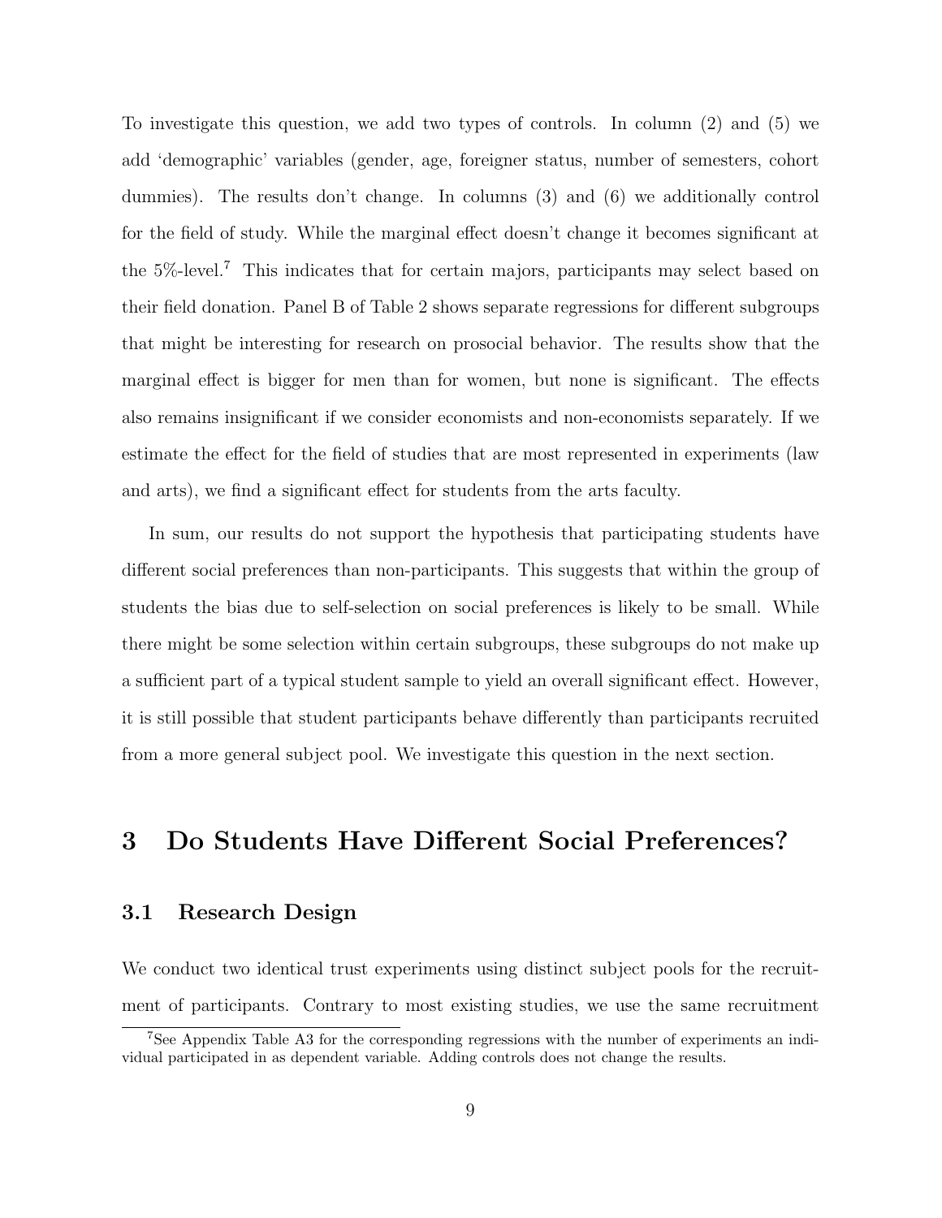To investigate this question, we add two types of controls. In column (2) and (5) we add 'demographic' variables (gender, age, foreigner status, number of semesters, cohort dummies). The results don't change. In columns (3) and (6) we additionally control for the field of study. While the marginal effect doesn't change it becomes significant at the 5%-level.[7] This indicates that for certain majors, participants may select based on their field donation. Panel B of Table 2 shows separate regressions for different subgroups that might be interesting for research on prosocial behavior. The results show that the marginal effect is bigger for men than for women, but none is significant. The effects also remains insignificant if we consider economists and non-economists separately. If we estimate the effect for the field of studies that are most represented in experiments (law and arts), we find a significant effect for students from the arts faculty.

In sum, our results do not support the hypothesis that participating students have different social preferences than non-participants. This suggests that within the group of students the bias due to self-selection on social preferences is likely to be small. While there might be some selection within certain subgroups, these subgroups do not make up a sufficient part of a typical student sample to yield an overall significant effect. However, it is still possible that student participants behave differently than participants recruited from a more general subject pool. We investigate this question in the next section.

# 3 Do Students Have Different Social Preferences?

## 3.1 Research Design

We conduct two identical trust experiments using distinct subject pools for the recruitment of participants. Contrary to most existing studies, we use the same recruitment

[7] See Appendix Table A3 for the corresponding regressions with the number of experiments an individual participated in as dependent variable. Adding controls does not change the results.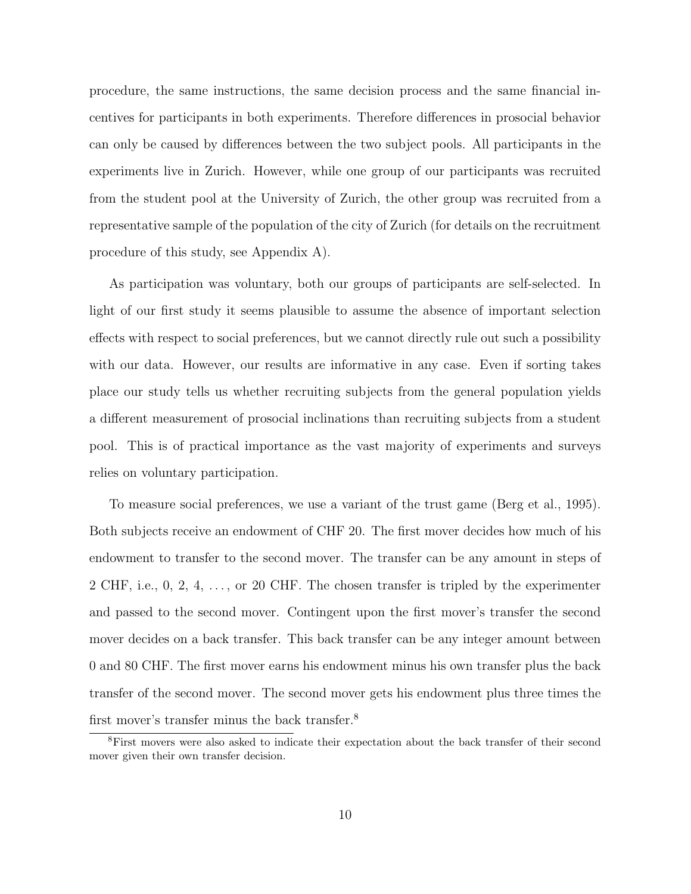procedure, the same instructions, the same decision process and the same financial incentives for participants in both experiments. Therefore differences in prosocial behavior can only be caused by differences between the two subject pools. All participants in the experiments live in Zurich. However, while one group of our participants was recruited from the student pool at the University of Zurich, the other group was recruited from a representative sample of the population of the city of Zurich (for details on the recruitment procedure of this study, see Appendix A).

As participation was voluntary, both our groups of participants are self-selected. In light of our first study it seems plausible to assume the absence of important selection effects with respect to social preferences, but we cannot directly rule out such a possibility with our data. However, our results are informative in any case. Even if sorting takes place our study tells us whether recruiting subjects from the general population yields a different measurement of prosocial inclinations than recruiting subjects from a student pool. This is of practical importance as the vast majority of experiments and surveys relies on voluntary participation.

To measure social preferences, we use a variant of the trust game (Berg et al., 1995). Both subjects receive an endowment of CHF 20. The first mover decides how much of his endowment to transfer to the second mover. The transfer can be any amount in steps of 2 CHF, i.e., 0, 2, 4, ..., or 20 CHF. The chosen transfer is tripled by the experimenter and passed to the second mover. Contingent upon the first mover's transfer the second mover decides on a back transfer. This back transfer can be any integer amount between 0 and 80 CHF. The first mover earns his endowment minus his own transfer plus the back transfer of the second mover. The second mover gets his endowment plus three times the first mover's transfer minus the back transfer.[8]

[8] First movers were also asked to indicate their expectation about the back transfer of their second mover given their own transfer decision.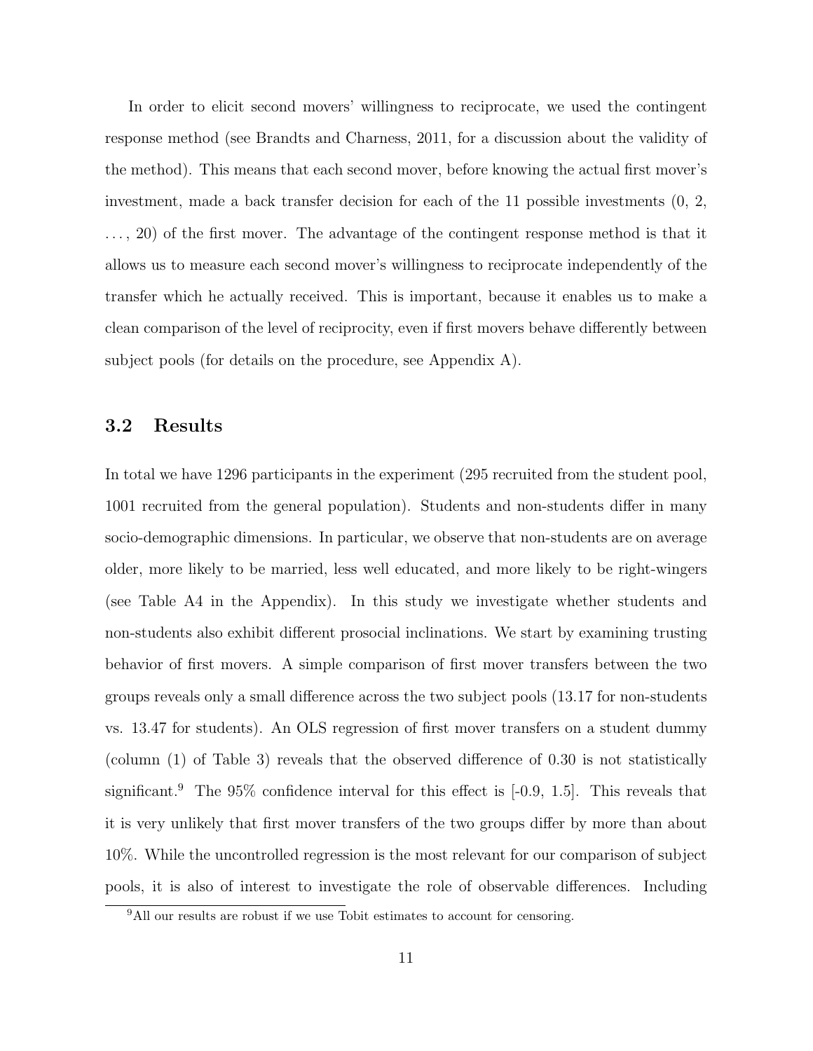In order to elicit second movers' willingness to reciprocate, we used the contingent response method (see Brandts and Charness, 2011, for a discussion about the validity of the method). This means that each second mover, before knowing the actual first mover's investment, made a back transfer decision for each of the 11 possible investments (0, 2, . . . , 20) of the first mover. The advantage of the contingent response method is that it allows us to measure each second mover's willingness to reciprocate independently of the transfer which he actually received. This is important, because it enables us to make a clean comparison of the level of reciprocity, even if first movers behave differently between subject pools (for details on the procedure, see Appendix A).

### 3.2 Results

In total we have 1296 participants in the experiment (295 recruited from the student pool, 1001 recruited from the general population). Students and non-students differ in many socio-demographic dimensions. In particular, we observe that non-students are on average older, more likely to be married, less well educated, and more likely to be right-wingers (see Table A4 in the Appendix). In this study we investigate whether students and non-students also exhibit different prosocial inclinations. We start by examining trusting behavior of first movers. A simple comparison of first mover transfers between the two groups reveals only a small difference across the two subject pools (13.17 for non-students vs. 13.47 for students). An OLS regression of first mover transfers on a student dummy (column (1) of Table 3) reveals that the observed difference of 0.30 is not statistically significant.[9] The 95% confidence interval for this effect is [-0.9, 1.5]. This reveals that it is very unlikely that first mover transfers of the two groups differ by more than about 10%. While the uncontrolled regression is the most relevant for our comparison of subject pools, it is also of interest to investigate the role of observable differences. Including

[9] All our results are robust if we use Tobit estimates to account for censoring.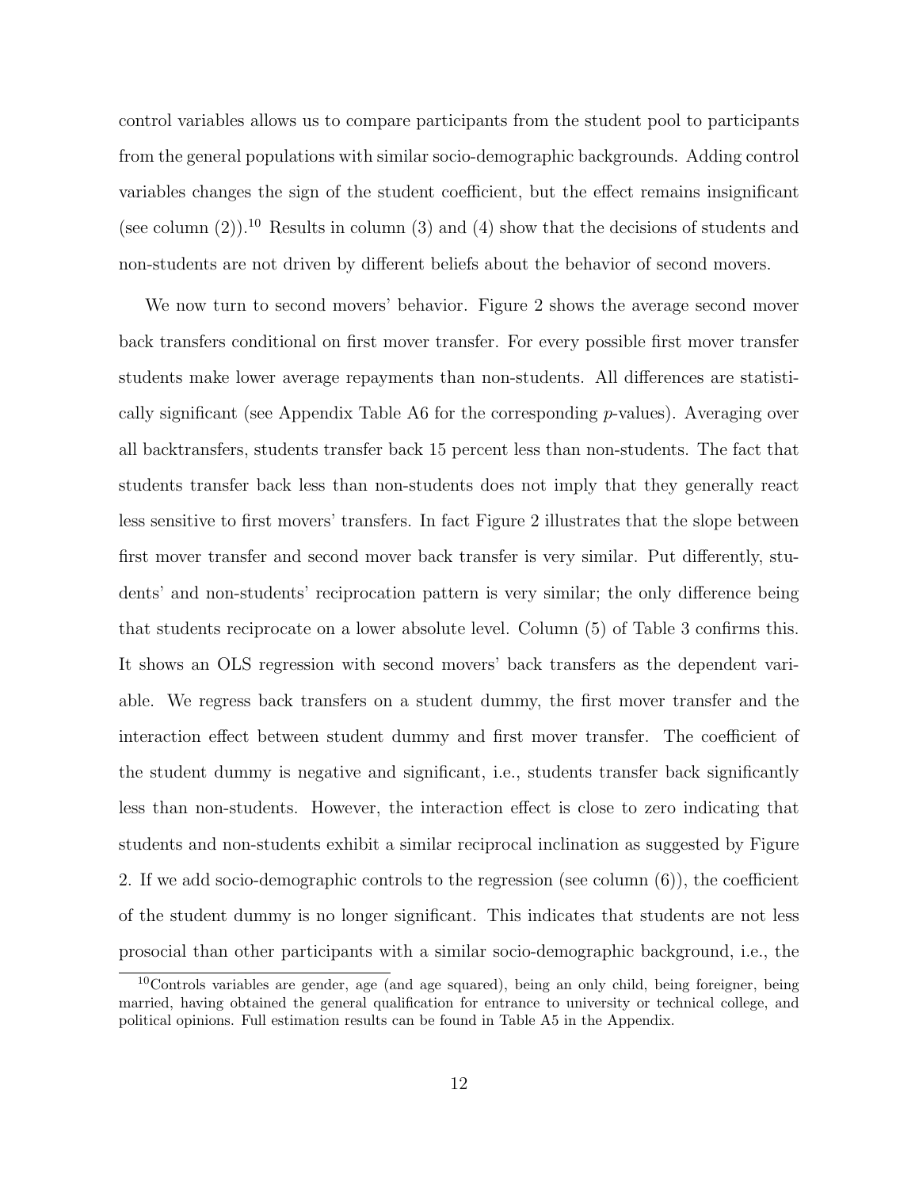control variables allows us to compare participants from the student pool to participants from the general populations with similar socio-demographic backgrounds. Adding control variables changes the sign of the student coefficient, but the effect remains insignificant (see column (2)).[10] Results in column (3) and (4) show that the decisions of students and non-students are not driven by different beliefs about the behavior of second movers.

We now turn to second movers' behavior. Figure 2 shows the average second mover back transfers conditional on first mover transfer. For every possible first mover transfer students make lower average repayments than non-students. All differences are statistically significant (see Appendix Table A6 for the corresponding $p$-values). Averaging over all backtransfers, students transfer back 15 percent less than non-students. The fact that students transfer back less than non-students does not imply that they generally react less sensitive to first movers' transfers. In fact Figure 2 illustrates that the slope between first mover transfer and second mover back transfer is very similar. Put differently, students' and non-students' reciprocation pattern is very similar; the only difference being that students reciprocate on a lower absolute level. Column (5) of Table 3 confirms this. It shows an OLS regression with second movers' back transfers as the dependent variable. We regress back transfers on a student dummy, the first mover transfer and the interaction effect between student dummy and first mover transfer. The coefficient of the student dummy is negative and significant, i.e., students transfer back significantly less than non-students. However, the interaction effect is close to zero indicating that students and non-students exhibit a similar reciprocal inclination as suggested by Figure 2. If we add socio-demographic controls to the regression (see column (6)), the coefficient of the student dummy is no longer significant. This indicates that students are not less prosocial than other participants with a similar socio-demographic background, i.e., the

[10] Controls variables are gender, age (and age squared), being an only child, being foreigner, being married, having obtained the general qualification for entrance to university or technical college, and political opinions. Full estimation results can be found in Table A5 in the Appendix.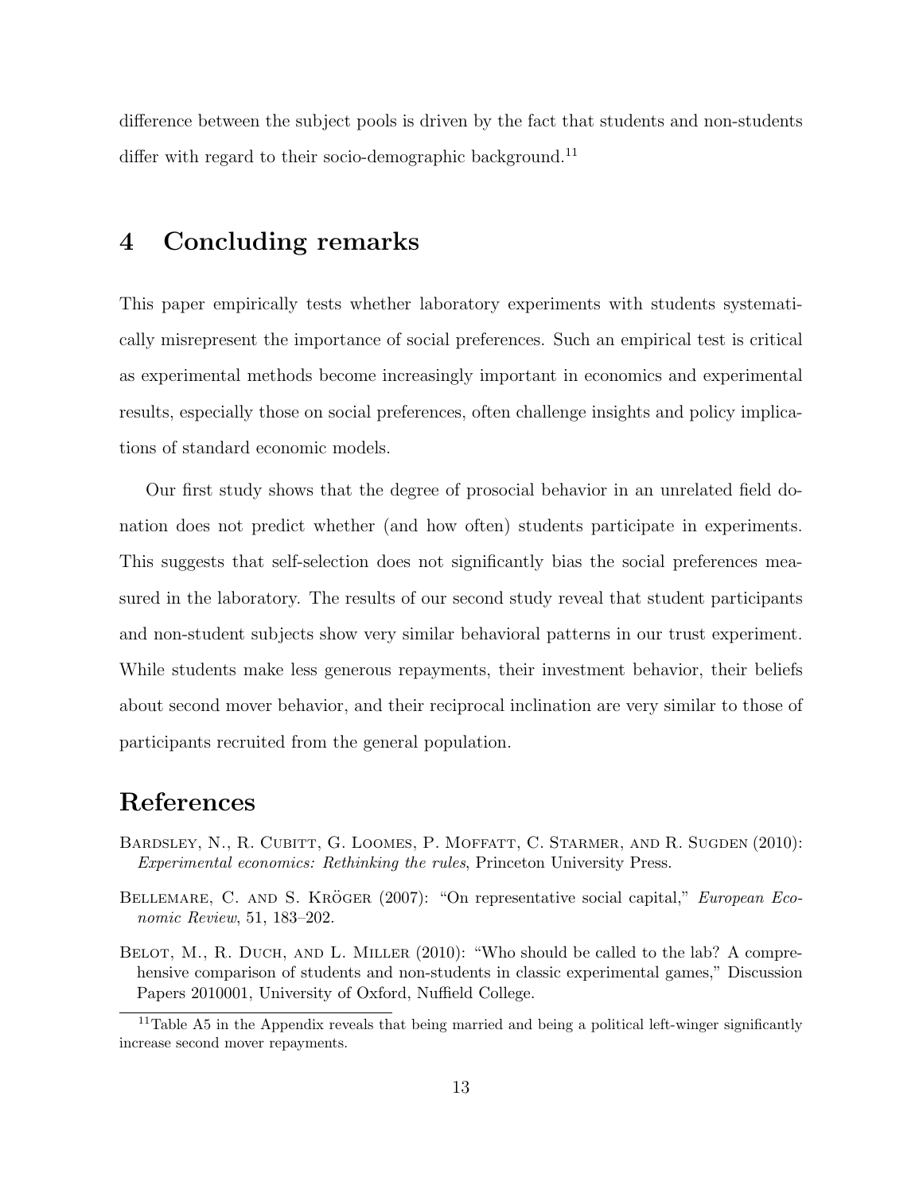difference between the subject pools is driven by the fact that students and non-students differ with regard to their socio-demographic background.[11]

# 4 Concluding remarks

This paper empirically tests whether laboratory experiments with students systematically misrepresent the importance of social preferences. Such an empirical test is critical as experimental methods become increasingly important in economics and experimental results, especially those on social preferences, often challenge insights and policy implications of standard economic models.

Our first study shows that the degree of prosocial behavior in an unrelated field donation does not predict whether (and how often) students participate in experiments. This suggests that self-selection does not significantly bias the social preferences measured in the laboratory. The results of our second study reveal that student participants and non-student subjects show very similar behavioral patterns in our trust experiment. While students make less generous repayments, their investment behavior, their beliefs about second mover behavior, and their reciprocal inclination are very similar to those of participants recruited from the general population.

# References

Bardsley, N., R. Cubitt, G. Loomes, P. Moffatt, C. Starmer, and R. Sugden (2010): *Experimental economics: Rethinking the rules*, Princeton University Press.

Bellemare, C. and S. Kröger (2007): "On representative social capital," *European Economic Review*, 51, 183–202.

Belot, M., R. Duch, and L. Miller (2010): "Who should be called to the lab? A comprehensive comparison of students and non-students in classic experimental games," Discussion Papers 2010001, University of Oxford, Nuffield College.

[11] Table A5 in the Appendix reveals that being married and being a political left-winger significantly increase second mover repayments.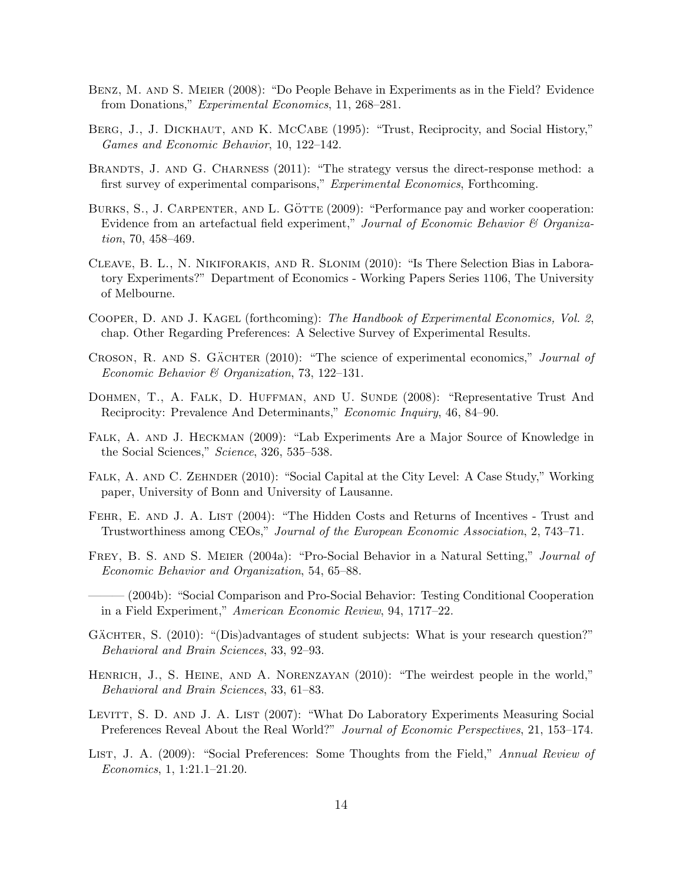Benz, M. and S. Meier (2008): "Do People Behave in Experiments as in the Field? Evidence from Donations," *Experimental Economics*, 11, 268–281.

Berg, J., J. Dickhaut, and K. McCabe (1995): "Trust, Reciprocity, and Social History," *Games and Economic Behavior*, 10, 122–142.

Brandts, J. and G. Charness (2011): "The strategy versus the direct-response method: a first survey of experimental comparisons," *Experimental Economics*, Forthcoming.

Burks, S., J. Carpenter, and L. Götte (2009): "Performance pay and worker cooperation: Evidence from an artefactual field experiment," *Journal of Economic Behavior & Organization*, 70, 458–469.

Cleave, B. L., N. Nikiforakis, and R. Slonim (2010): "Is There Selection Bias in Laboratory Experiments?" Department of Economics - Working Papers Series 1106, The University of Melbourne.

Cooper, D. and J. Kagel (forthcoming): *The Handbook of Experimental Economics, Vol. 2*, chap. Other Regarding Preferences: A Selective Survey of Experimental Results.

Croson, R. and S. Gächter (2010): "The science of experimental economics," *Journal of Economic Behavior & Organization*, 73, 122–131.

Dohmen, T., A. Falk, D. Huffman, and U. Sunde (2008): "Representative Trust And Reciprocity: Prevalence And Determinants," *Economic Inquiry*, 46, 84–90.

Falk, A. and J. Heckman (2009): "Lab Experiments Are a Major Source of Knowledge in the Social Sciences," *Science*, 326, 535–538.

Falk, A. and C. Zehnder (2010): "Social Capital at the City Level: A Case Study," Working paper, University of Bonn and University of Lausanne.

Fehr, E. and J. A. List (2004): "The Hidden Costs and Returns of Incentives - Trust and Trustworthiness among CEOs," *Journal of the European Economic Association*, 2, 743–71.

Frey, B. S. and S. Meier (2004a): "Pro-Social Behavior in a Natural Setting," *Journal of Economic Behavior and Organization*, 54, 65–88.

——— (2004b): "Social Comparison and Pro-Social Behavior: Testing Conditional Cooperation in a Field Experiment," *American Economic Review*, 94, 1717–22.

Gächter, S. (2010): "(Dis)advantages of student subjects: What is your research question?" *Behavioral and Brain Sciences*, 33, 92–93.

Henrich, J., S. Heine, and A. Norenzayan (2010): "The weirdest people in the world," *Behavioral and Brain Sciences*, 33, 61–83.

Levitt, S. D. and J. A. List (2007): "What Do Laboratory Experiments Measuring Social Preferences Reveal About the Real World?" *Journal of Economic Perspectives*, 21, 153–174.

List, J. A. (2009): "Social Preferences: Some Thoughts from the Field," *Annual Review of Economics*, 1, 1:21.1–21.20.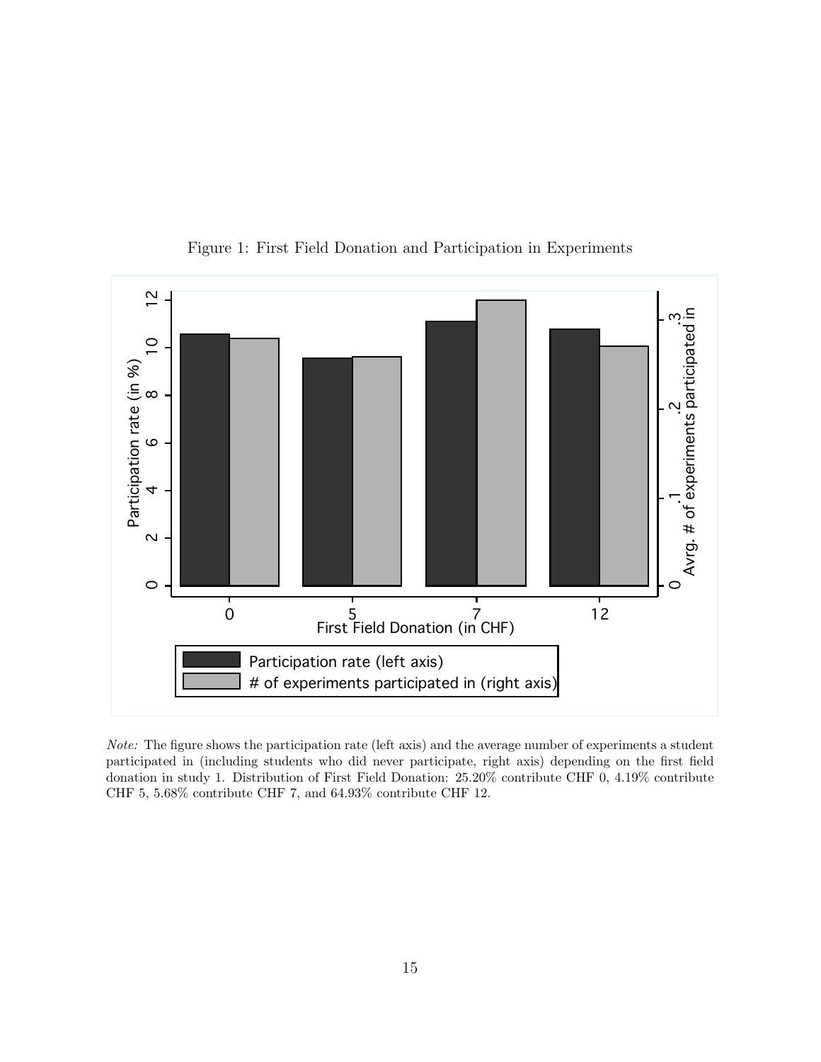Figure 1: First Field Donation and Participation in Experiments

*Note:* The figure shows the participation rate (left axis) and the average number of experiments a student participated in (including students who did never participate, right axis) depending on the first field donation in study 1. Distribution of First Field Donation: 25.20% contribute CHF 0, 4.19% contribute CHF 5, 5.68% contribute CHF 7, and 64.93% contribute CHF 12.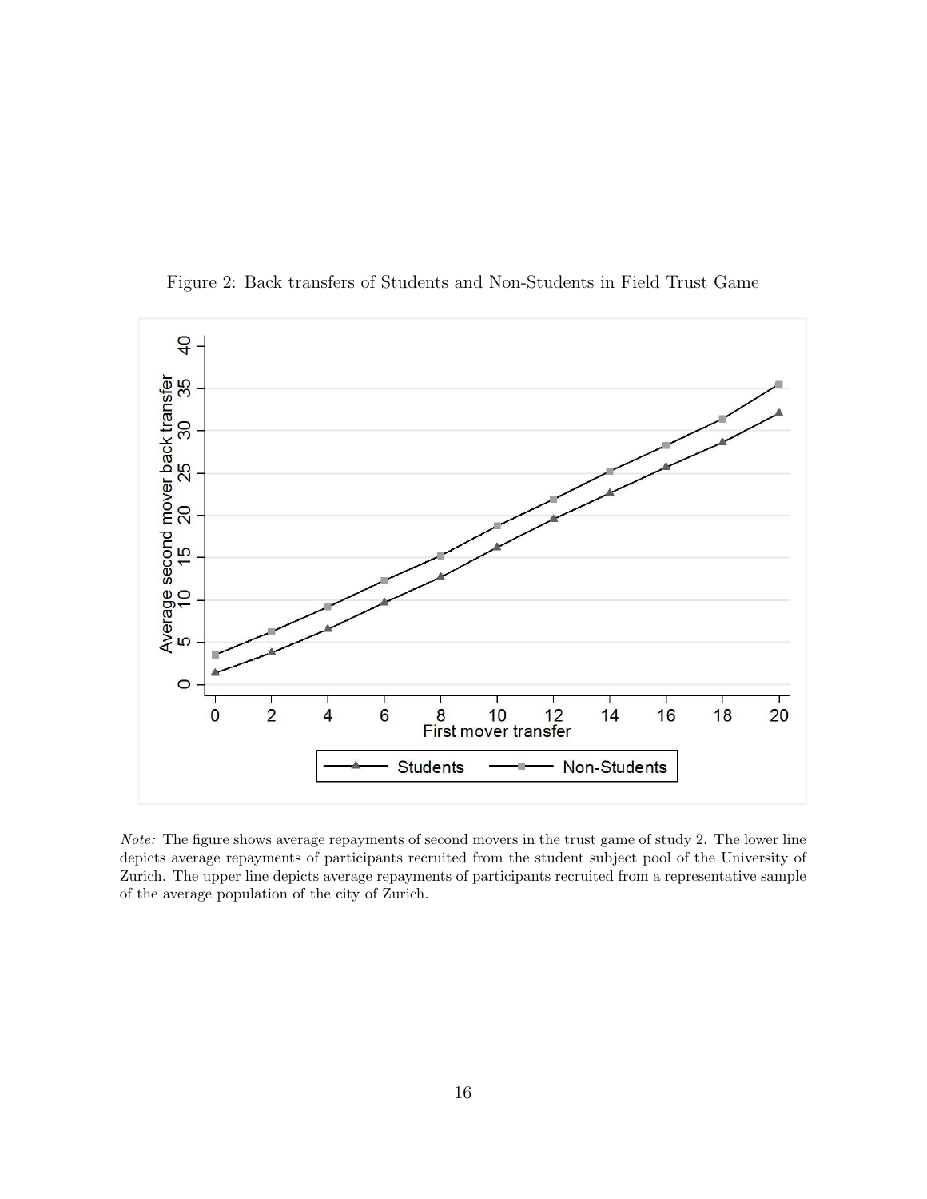Figure 2: Back transfers of Students and Non-Students in Field Trust Game

*Note:* The figure shows average repayments of second movers in the trust game of study 2. The lower line depicts average repayments of participants recruited from the student subject pool of the University of Zurich. The upper line depicts average repayments of participants recruited from a representative sample of the average population of the city of Zurich.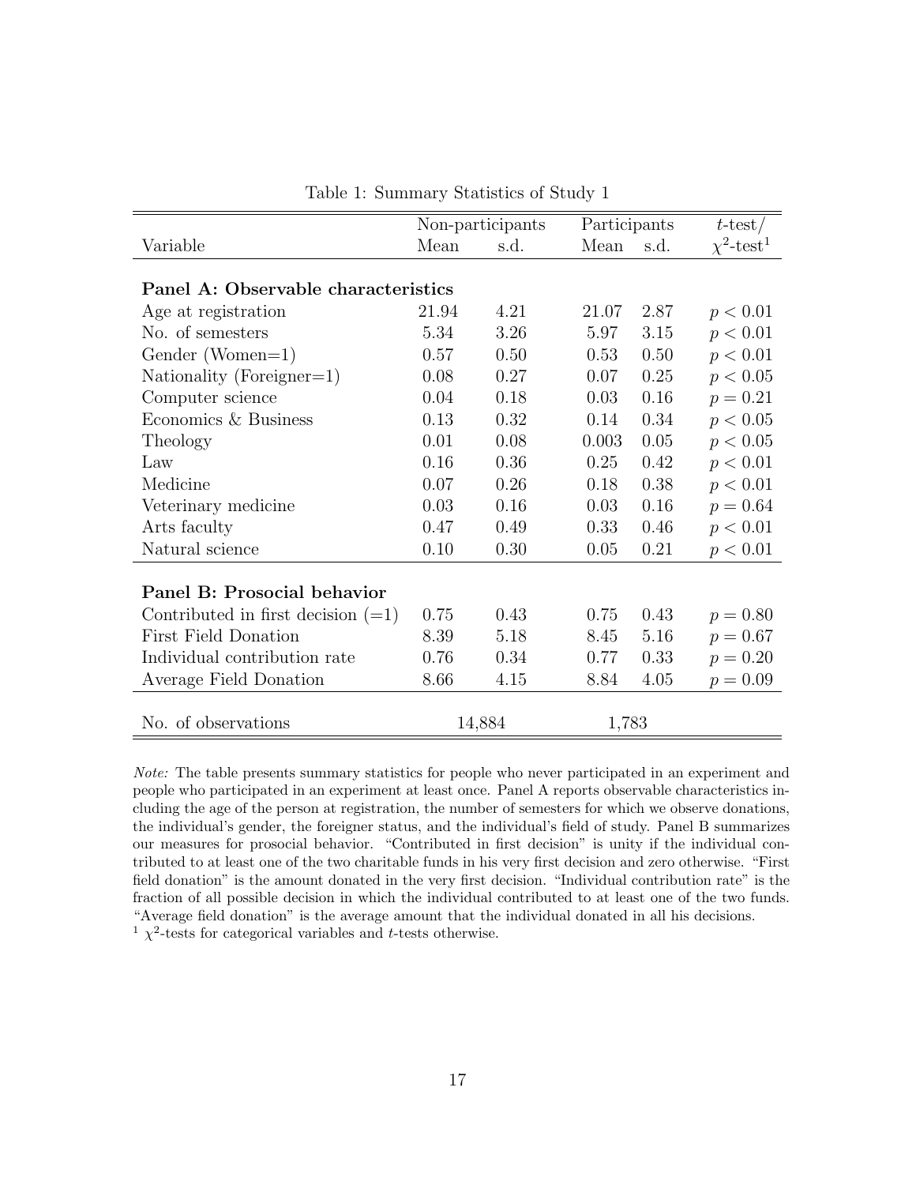Table 1: Summary Statistics of Study 1

| | Non-participants | | Participants | | $t$-test/ |
|---|---|---|---|---|---|
| Variable | Mean | s.d. | Mean | s.d. | $\chi^2$-test[1] |
| **Panel A: Observable characteristics** | | | | | |
| Age at registration | 21.94 | 4.21 | 21.07 | 2.87 | $p < 0.01$ |
| No. of semesters | 5.34 | 3.26 | 5.97 | 3.15 | $p < 0.01$ |
| Gender (Women=1) | 0.57 | 0.50 | 0.53 | 0.50 | $p < 0.01$ |
| Nationality (Foreigner=1) | 0.08 | 0.27 | 0.07 | 0.25 | $p < 0.05$ |
| Computer science | 0.04 | 0.18 | 0.03 | 0.16 | $p = 0.21$ |
| Economics & Business | 0.13 | 0.32 | 0.14 | 0.34 | $p < 0.05$ |
| Theology | 0.01 | 0.08 | 0.003 | 0.05 | $p < 0.05$ |
| Law | 0.16 | 0.36 | 0.25 | 0.42 | $p < 0.01$ |
| Medicine | 0.07 | 0.26 | 0.18 | 0.38 | $p < 0.01$ |
| Veterinary medicine | 0.03 | 0.16 | 0.03 | 0.16 | $p = 0.64$ |
| Arts faculty | 0.47 | 0.49 | 0.33 | 0.46 | $p < 0.01$ |
| Natural science | 0.10 | 0.30 | 0.05 | 0.21 | $p < 0.01$ |
| **Panel B: Prosocial behavior** | | | | | |
| Contributed in first decision (=1) | 0.75 | 0.43 | 0.75 | 0.43 | $p = 0.80$ |
| First Field Donation | 8.39 | 5.18 | 8.45 | 5.16 | $p = 0.67$ |
| Individual contribution rate | 0.76 | 0.34 | 0.77 | 0.33 | $p = 0.20$ |
| Average Field Donation | 8.66 | 4.15 | 8.84 | 4.05 | $p = 0.09$ |
| No. of observations | 14,884 | | 1,783 | | |

*Note:* The table presents summary statistics for people who never participated in an experiment and people who participated in an experiment at least once. Panel A reports observable characteristics including the age of the person at registration, the number of semesters for which we observe donations, the individual's gender, the foreigner status, and the individual's field of study. Panel B summarizes our measures for prosocial behavior. "Contributed in first decision" is unity if the individual contributed to at least one of the two charitable funds in his very first decision and zero otherwise. "First field donation" is the amount donated in the very first decision. "Individual contribution rate" is the fraction of all possible decision in which the individual contributed to at least one of the two funds. "Average field donation" is the average amount that the individual donated in all his decisions.

[1] $\chi^2$-tests for categorical variables and $t$-tests otherwise.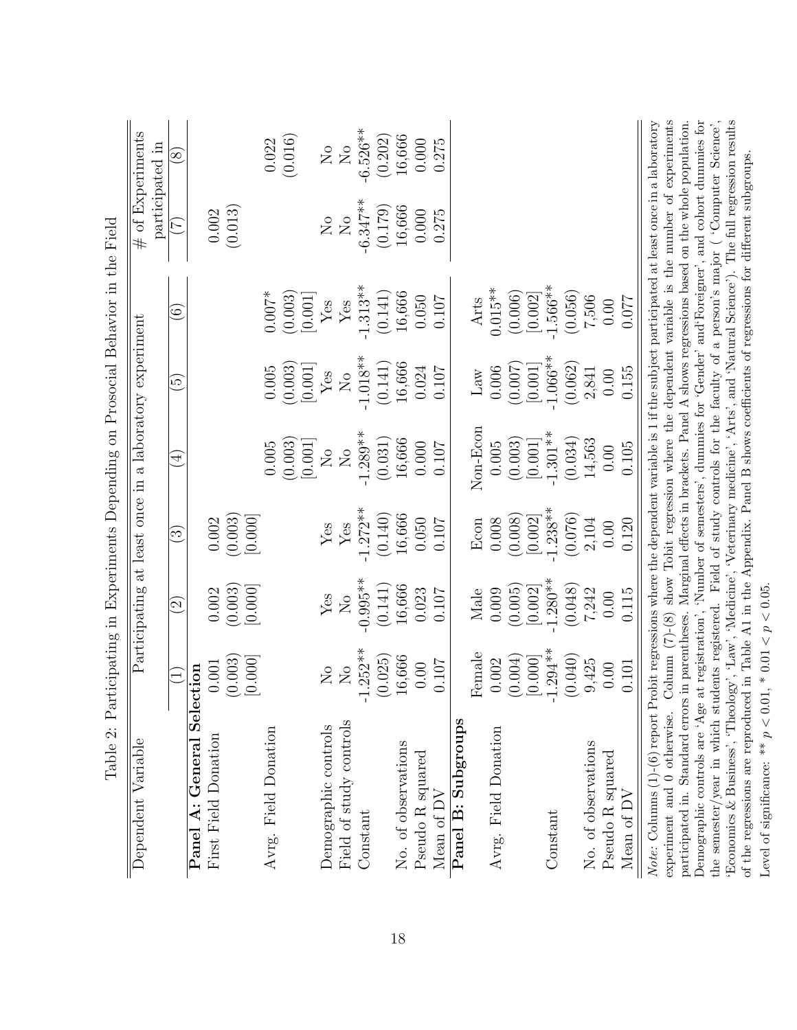Table 2: Participating in Experiments Depending on Prosocial Behavior in the Field

| Dependent Variable | Participating at least once in a laboratory experiment | | | | | | # of Experiments participated in | |
|---|---|---|---|---|---|---|---|---|
| | (1) | (2) | (3) | (4) | (5) | (6) | (7) | (8) |
| **Panel A: General Selection** | | | | | | | | |
| First Field Donation | 0.001 | 0.002 | 0.002 | | | | 0.002 | |
| | (0.003) | (0.003) | (0.003) | | | | (0.013) | |
| | [0.000] | [0.000] | [0.000] | | | | | |
| Avrg. Field Donation | | | | 0.005 | 0.005 | 0.007* | | 0.022 |
| | | | | (0.003) | (0.003) | (0.003) | | (0.016) |
| | | | | [0.001] | [0.001] | [0.001] | | |
| Demographic controls | No | Yes | Yes | No | Yes | Yes | No | No |
| Field of study controls | No | No | Yes | No | No | Yes | No | No |
| Constant | -1.252** | -0.995** | -1.272** | -1.289** | -1.018** | -1.313** | -6.347** | -6.526** |
| | (0.025) | (0.141) | (0.140) | (0.031) | (0.141) | (0.141) | (0.179) | (0.202) |
| No. of observations | 16,666 | 16,666 | 16,666 | 16,666 | 16,666 | 16,666 | 16,666 | 16,666 |
| Pseudo R squared | 0.00 | 0.023 | 0.050 | 0.000 | 0.024 | 0.050 | 0.000 | 0.000 |
| Mean of DV | 0.107 | 0.107 | 0.107 | 0.107 | 0.107 | 0.107 | 0.275 | 0.275 |
| **Panel B: Subgroups** | | | | | | | | |
| | Female | Male | Econ | Non-Econ | Law | Arts | | |
| Avrg. Field Donation | 0.002 | 0.009 | 0.008 | 0.005 | 0.006 | 0.015** | | |
| | (0.004) | (0.005) | (0.008) | (0.003) | (0.007) | (0.006) | | |
| | [0.000] | [0.002] | [0.002] | [0.001] | [0.001] | [0.002] | | |
| Constant | -1.294** | -1.280** | -1.238** | -1.301** | -1.066** | -1.566** | | |
| | (0.040) | (0.048) | (0.076) | (0.034) | (0.062) | (0.056) | | |
| No. of observations | 9,425 | 7,242 | 2,104 | 14,563 | 2,841 | 7,506 | | |
| Pseudo R squared | 0.00 | 0.00 | 0.00 | 0.00 | 0.00 | 0.00 | | |
| Mean of DV | 0.101 | 0.115 | 0.120 | 0.105 | 0.155 | 0.077 | | |

*Note:* Columns (1)-(6) report Probit regressions where the dependent variable is 1 if the subject participated at least once in a laboratory experiment and 0 otherwise. Column (7)-(8) show Tobit regression where the dependent variable is the number of experiments participated in. Standard errors in parentheses. Marginal effects in brackets. Panel A shows regressions based on the whole population. Demographic controls are 'Age at registration', 'Number of semesters', dummies for 'Gender' and'Foreigner', and cohort dummies for the semester/year in which students registered. Field of study controls for the faculty of a person's major ( 'Computer Science', 'Economics & Business', 'Theology', 'Law', 'Medicine', 'Veterinary medicine', 'Arts', and 'Natural Science'). The full regression results of the regressions are reproduced in Table A1 in the Appendix. Panel B shows coefficients of regressions for different subgroups.

Level of significance: ** $p < 0.01$, * $0.01 < p < 0.05$.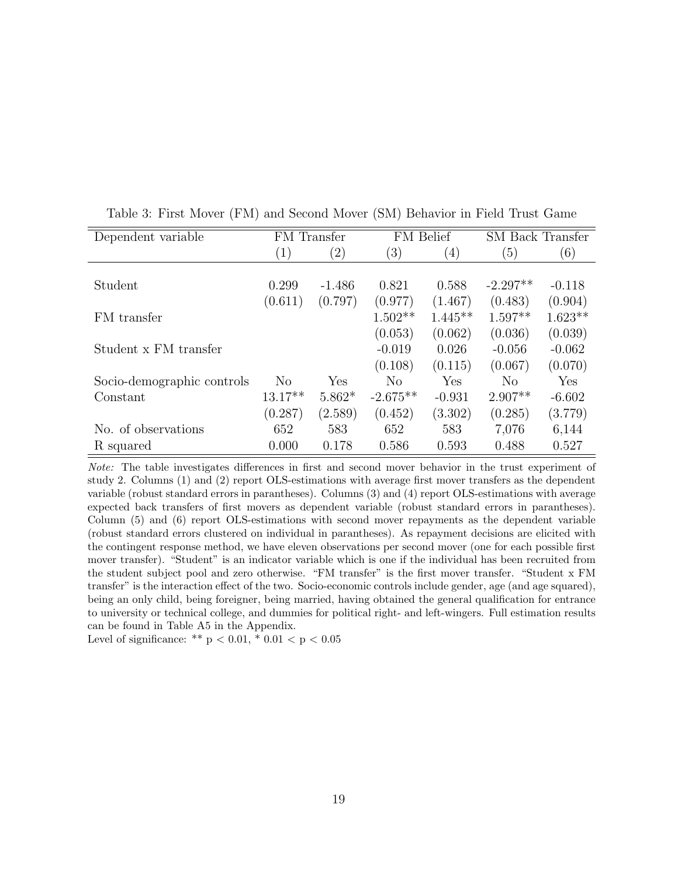Table 3: First Mover (FM) and Second Mover (SM) Behavior in Field Trust Game

| Dependent variable | FM Transfer | | FM Belief | | SM Back Transfer | |
|---|---|---|---|---|---|---|
| | (1) | (2) | (3) | (4) | (5) | (6) |
| Student | 0.299 | -1.486 | 0.821 | 0.588 | -2.297** | -0.118 |
| | (0.611) | (0.797) | (0.977) | (1.467) | (0.483) | (0.904) |
| FM transfer | | | 1.502** | 1.445** | 1.597** | 1.623** |
| | | | (0.053) | (0.062) | (0.036) | (0.039) |
| Student x FM transfer | | | -0.019 | 0.026 | -0.056 | -0.062 |
| | | | (0.108) | (0.115) | (0.067) | (0.070) |
| Socio-demographic controls | No | Yes | No | Yes | No | Yes |
| Constant | 13.17** | 5.862* | -2.675** | -0.931 | 2.907** | -6.602 |
| | (0.287) | (2.589) | (0.452) | (3.302) | (0.285) | (3.779) |
| No. of observations | 652 | 583 | 652 | 583 | 7,076 | 6,144 |
| R squared | 0.000 | 0.178 | 0.586 | 0.593 | 0.488 | 0.527 |

*Note:* The table investigates differences in first and second mover behavior in the trust experiment of study 2. Columns (1) and (2) report OLS-estimations with average first mover transfers as the dependent variable (robust standard errors in parantheses). Columns (3) and (4) report OLS-estimations with average expected back transfers of first movers as dependent variable (robust standard errors in parantheses). Column (5) and (6) report OLS-estimations with second mover repayments as the dependent variable (robust standard errors clustered on individual in parantheses). As repayment decisions are elicited with the contingent response method, we have eleven observations per second mover (one for each possible first mover transfer). "Student" is an indicator variable which is one if the individual has been recruited from the student subject pool and zero otherwise. "FM transfer" is the first mover transfer. "Student x FM transfer" is the interaction effect of the two. Socio-economic controls include gender, age (and age squared), being an only child, being foreigner, being married, having obtained the general qualification for entrance to university or technical college, and dummies for political right- and left-wingers. Full estimation results can be found in Table A5 in the Appendix.

Level of significance: ** $p < 0.01$, * $0.01 < p < 0.05$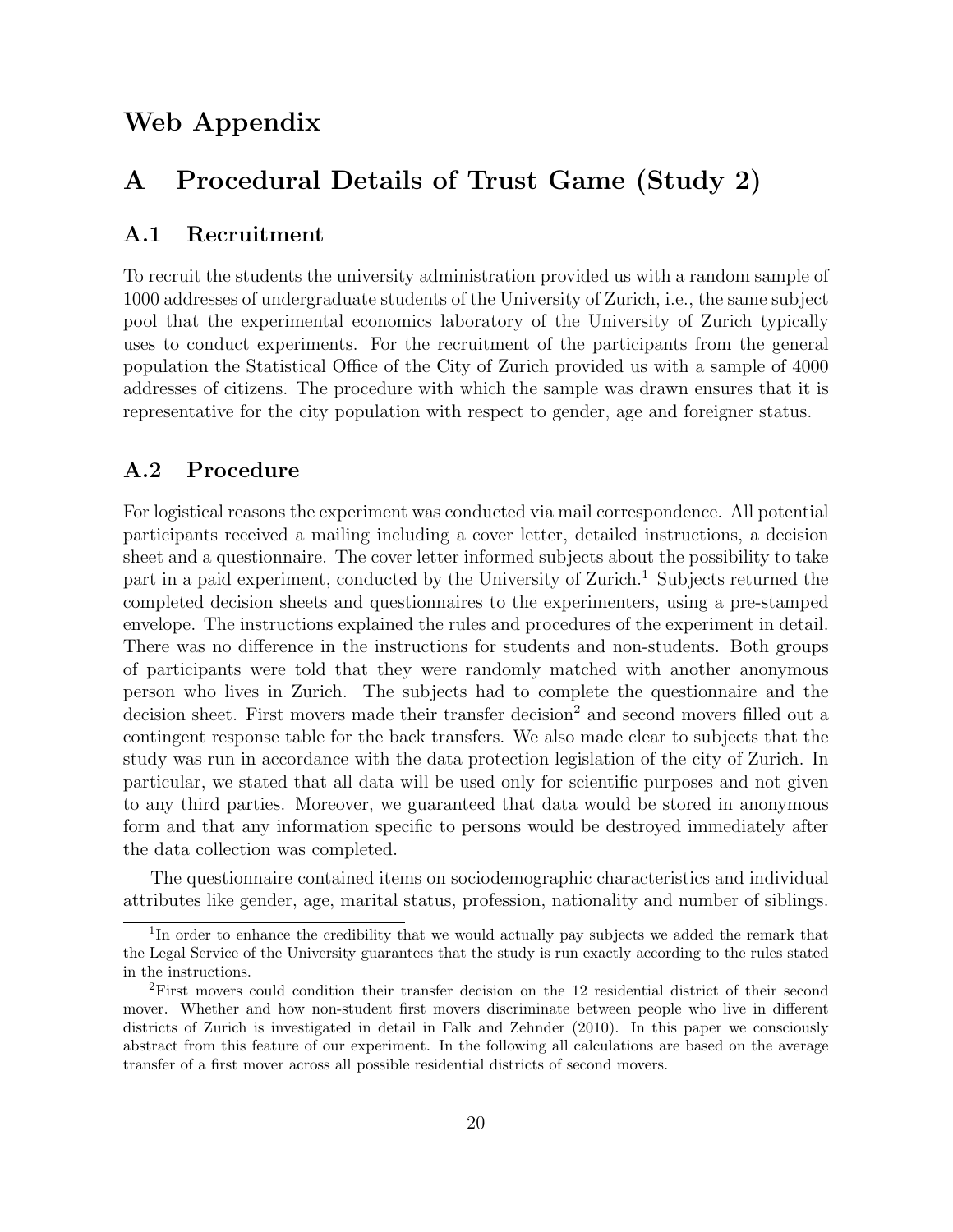# Web Appendix

## A Procedural Details of Trust Game (Study 2)

### A.1 Recruitment

To recruit the students the university administration provided us with a random sample of 1000 addresses of undergraduate students of the University of Zurich, i.e., the same subject pool that the experimental economics laboratory of the University of Zurich typically uses to conduct experiments. For the recruitment of the participants from the general population the Statistical Office of the City of Zurich provided us with a sample of 4000 addresses of citizens. The procedure with which the sample was drawn ensures that it is representative for the city population with respect to gender, age and foreigner status.

### A.2 Procedure

For logistical reasons the experiment was conducted via mail correspondence. All potential participants received a mailing including a cover letter, detailed instructions, a decision sheet and a questionnaire. The cover letter informed subjects about the possibility to take part in a paid experiment, conducted by the University of Zurich.[1] Subjects returned the completed decision sheets and questionnaires to the experimenters, using a pre-stamped envelope. The instructions explained the rules and procedures of the experiment in detail. There was no difference in the instructions for students and non-students. Both groups of participants were told that they were randomly matched with another anonymous person who lives in Zurich. The subjects had to complete the questionnaire and the decision sheet. First movers made their transfer decision[2] and second movers filled out a contingent response table for the back transfers. We also made clear to subjects that the study was run in accordance with the data protection legislation of the city of Zurich. In particular, we stated that all data will be used only for scientific purposes and not given to any third parties. Moreover, we guaranteed that data would be stored in anonymous form and that any information specific to persons would be destroyed immediately after the data collection was completed.

The questionnaire contained items on sociodemographic characteristics and individual attributes like gender, age, marital status, profession, nationality and number of siblings.

---

[1] In order to enhance the credibility that we would actually pay subjects we added the remark that the Legal Service of the University guarantees that the study is run exactly according to the rules stated in the instructions.

[2] First movers could condition their transfer decision on the 12 residential district of their second mover. Whether and how non-student first movers discriminate between people who live in different districts of Zurich is investigated in detail in Falk and Zehnder (2010). In this paper we consciously abstract from this feature of our experiment. In the following all calculations are based on the average transfer of a first mover across all possible residential districts of second movers.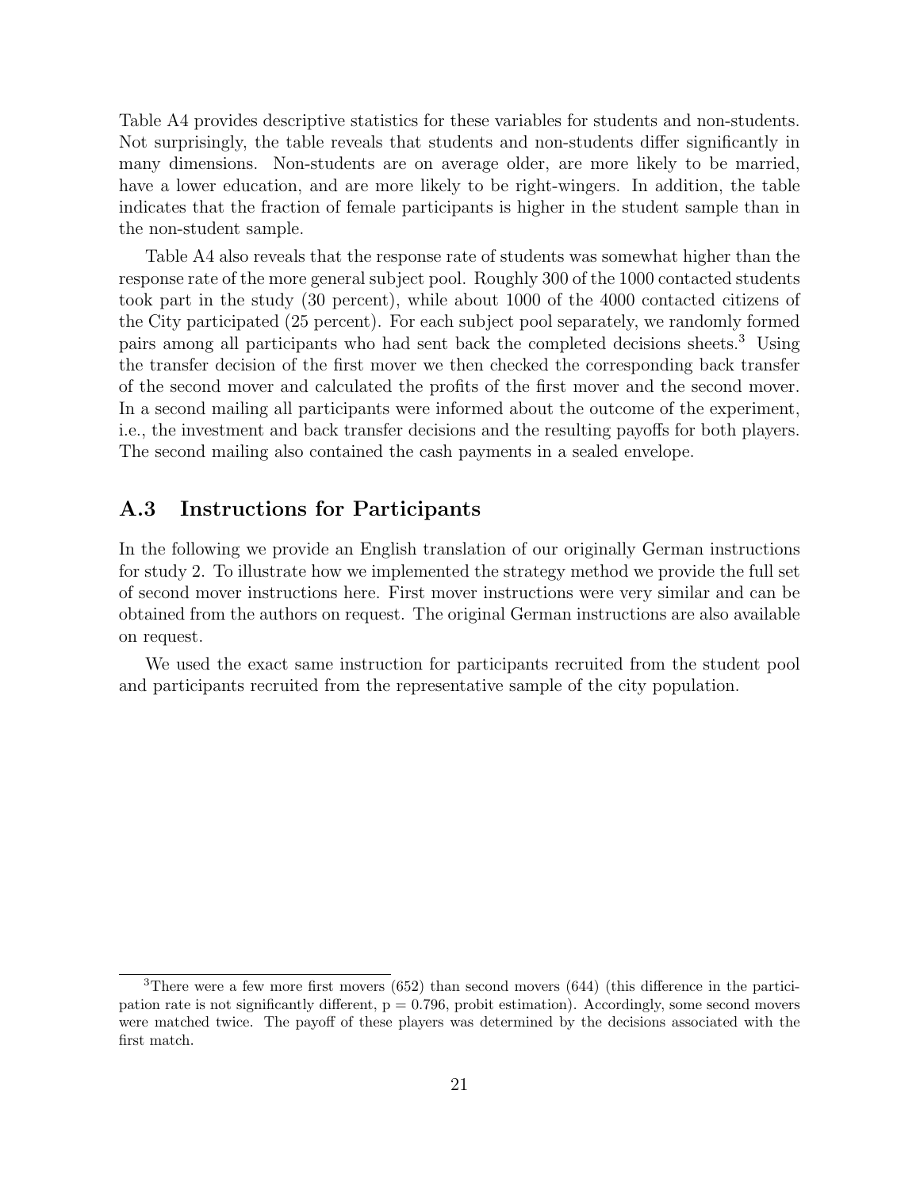Table A4 provides descriptive statistics for these variables for students and non-students. Not surprisingly, the table reveals that students and non-students differ significantly in many dimensions. Non-students are on average older, are more likely to be married, have a lower education, and are more likely to be right-wingers. In addition, the table indicates that the fraction of female participants is higher in the student sample than in the non-student sample.

Table A4 also reveals that the response rate of students was somewhat higher than the response rate of the more general subject pool. Roughly 300 of the 1000 contacted students took part in the study (30 percent), while about 1000 of the 4000 contacted citizens of the City participated (25 percent). For each subject pool separately, we randomly formed pairs among all participants who had sent back the completed decisions sheets.[3] Using the transfer decision of the first mover we then checked the corresponding back transfer of the second mover and calculated the profits of the first mover and the second mover. In a second mailing all participants were informed about the outcome of the experiment, i.e., the investment and back transfer decisions and the resulting payoffs for both players. The second mailing also contained the cash payments in a sealed envelope.

## A.3 Instructions for Participants

In the following we provide an English translation of our originally German instructions for study 2. To illustrate how we implemented the strategy method we provide the full set of second mover instructions here. First mover instructions were very similar and can be obtained from the authors on request. The original German instructions are also available on request.

We used the exact same instruction for participants recruited from the student pool and participants recruited from the representative sample of the city population.

[3] There were a few more first movers (652) than second movers (644) (this difference in the participation rate is not significantly different, p = 0.796, probit estimation). Accordingly, some second movers were matched twice. The payoff of these players was determined by the decisions associated with the first match.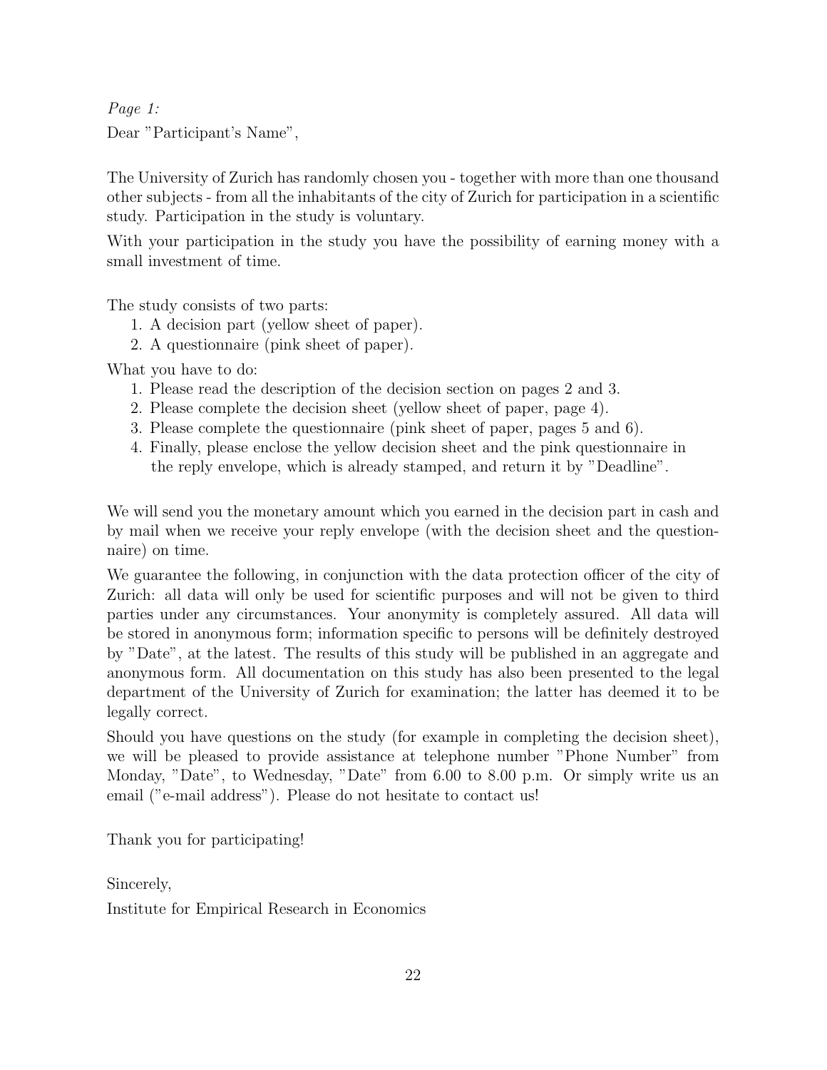*Page 1:*

Dear "Participant's Name",

The University of Zurich has randomly chosen you - together with more than one thousand other subjects - from all the inhabitants of the city of Zurich for participation in a scientific study. Participation in the study is voluntary.

With your participation in the study you have the possibility of earning money with a small investment of time.

The study consists of two parts:

1. A decision part (yellow sheet of paper).
2. A questionnaire (pink sheet of paper).

What you have to do:

1. Please read the description of the decision section on pages 2 and 3.
2. Please complete the decision sheet (yellow sheet of paper, page 4).
3. Please complete the questionnaire (pink sheet of paper, pages 5 and 6).
4. Finally, please enclose the yellow decision sheet and the pink questionnaire in the reply envelope, which is already stamped, and return it by "Deadline".

We will send you the monetary amount which you earned in the decision part in cash and by mail when we receive your reply envelope (with the decision sheet and the questionnaire) on time.

We guarantee the following, in conjunction with the data protection officer of the city of Zurich: all data will only be used for scientific purposes and will not be given to third parties under any circumstances. Your anonymity is completely assured. All data will be stored in anonymous form; information specific to persons will be definitely destroyed by "Date", at the latest. The results of this study will be published in an aggregate and anonymous form. All documentation on this study has also been presented to the legal department of the University of Zurich for examination; the latter has deemed it to be legally correct.

Should you have questions on the study (for example in completing the decision sheet), we will be pleased to provide assistance at telephone number "Phone Number" from Monday, "Date", to Wednesday, "Date" from 6.00 to 8.00 p.m. Or simply write us an email ("e-mail address"). Please do not hesitate to contact us!

Thank you for participating!

Sincerely,

Institute for Empirical Research in Economics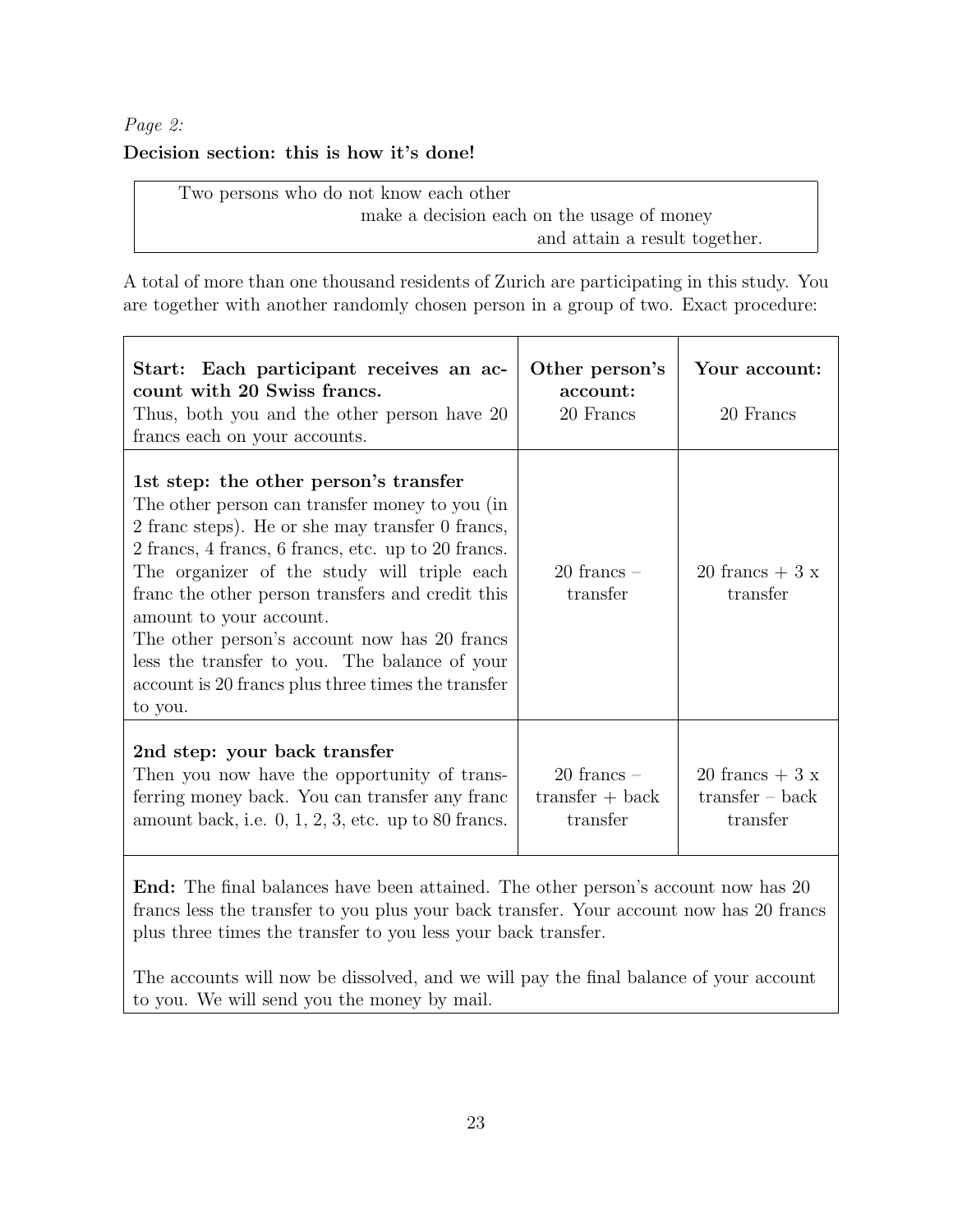*Page 2:*

**Decision section: this is how it's done!**

Two persons who do not know each other
make a decision each on the usage of money
and attain a result together.

A total of more than one thousand residents of Zurich are participating in this study. You are together with another randomly chosen person in a group of two. Exact procedure:

| | **Other person's account:** | **Your account:** |
|---|---|---|
| **Start: Each participant receives an account with 20 Swiss francs.** Thus, both you and the other person have 20 francs each on your accounts. | 20 Francs | 20 Francs |
| **1st step: the other person's transfer** The other person can transfer money to you (in 2 franc steps). He or she may transfer 0 francs, 2 francs, 4 francs, 6 francs, etc. up to 20 francs. The organizer of the study will triple each franc the other person transfers and credit this amount to your account. The other person's account now has 20 francs less the transfer to you. The balance of your account is 20 francs plus three times the transfer to you. | 20 francs – transfer | 20 francs + 3 x transfer |
| **2nd step: your back transfer** Then you now have the opportunity of transferring money back. You can transfer any franc amount back, i.e. 0, 1, 2, 3, etc. up to 80 francs. | 20 francs – transfer + back transfer | 20 francs + 3 x transfer – back transfer |
| **End:** The final balances have been attained. The other person's account now has 20 francs less the transfer to you plus your back transfer. Your account now has 20 francs plus three times the transfer to you less your back transfer. The accounts will now be dissolved, and we will pay the final balance of your account to you. We will send you the money by mail. | | |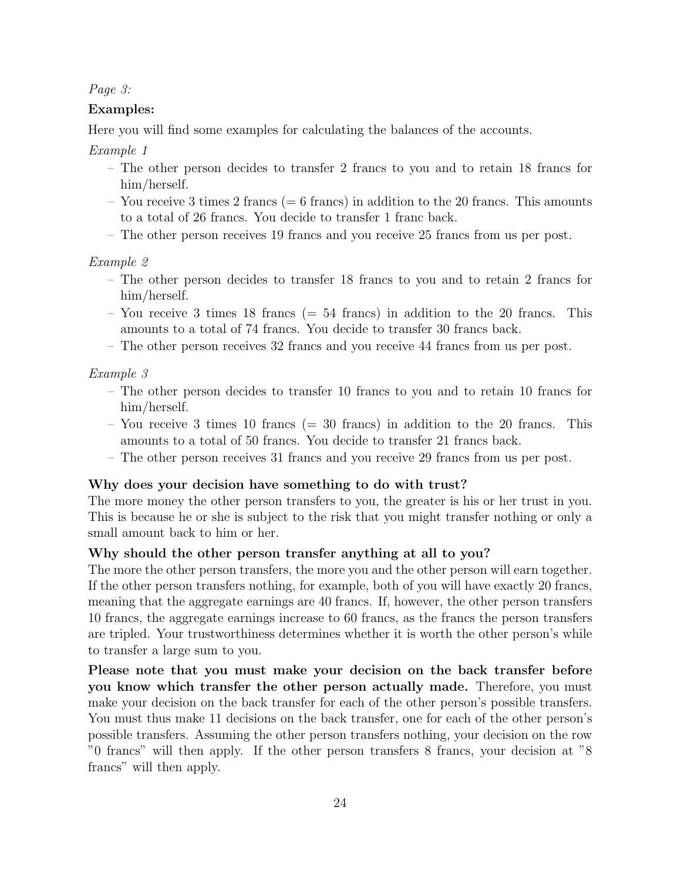*Page 3:*

**Examples:**

Here you will find some examples for calculating the balances of the accounts.

*Example 1*

- The other person decides to transfer 2 francs to you and to retain 18 francs for him/herself.
- You receive 3 times 2 francs (= 6 francs) in addition to the 20 francs. This amounts to a total of 26 francs. You decide to transfer 1 franc back.
- The other person receives 19 francs and you receive 25 francs from us per post.

*Example 2*

- The other person decides to transfer 18 francs to you and to retain 2 francs for him/herself.
- You receive 3 times 18 francs (= 54 francs) in addition to the 20 francs. This amounts to a total of 74 francs. You decide to transfer 30 francs back.
- The other person receives 32 francs and you receive 44 francs from us per post.

*Example 3*

- The other person decides to transfer 10 francs to you and to retain 10 francs for him/herself.
- You receive 3 times 10 francs (= 30 francs) in addition to the 20 francs. This amounts to a total of 50 francs. You decide to transfer 21 francs back.
- The other person receives 31 francs and you receive 29 francs from us per post.

**Why does your decision have something to do with trust?**

The more money the other person transfers to you, the greater is his or her trust in you. This is because he or she is subject to the risk that you might transfer nothing or only a small amount back to him or her.

**Why should the other person transfer anything at all to you?**

The more the other person transfers, the more you and the other person will earn together. If the other person transfers nothing, for example, both of you will have exactly 20 francs, meaning that the aggregate earnings are 40 francs. If, however, the other person transfers 10 francs, the aggregate earnings increase to 60 francs, as the francs the person transfers are tripled. Your trustworthiness determines whether it is worth the other person's while to transfer a large sum to you.

**Please note that you must make your decision on the back transfer before you know which transfer the other person actually made.** Therefore, you must make your decision on the back transfer for each of the other person's possible transfers. You must thus make 11 decisions on the back transfer, one for each of the other person's possible transfers. Assuming the other person transfers nothing, your decision on the row "0 francs" will then apply. If the other person transfers 8 francs, your decision at "8 francs" will then apply.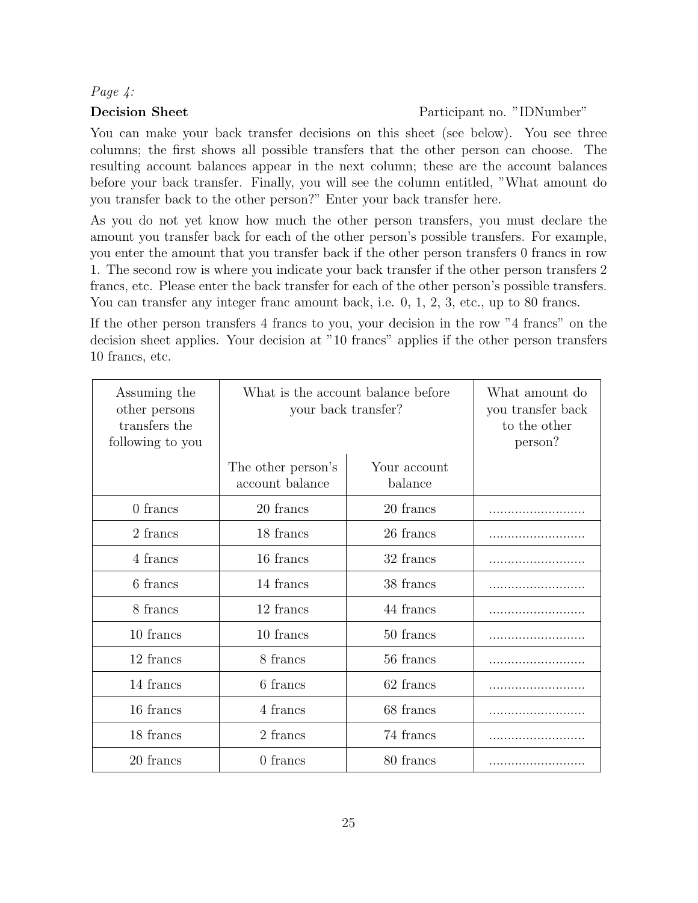*Page 4:*

**Decision Sheet** Participant no. "IDNumber"

You can make your back transfer decisions on this sheet (see below). You see three columns; the first shows all possible transfers that the other person can choose. The resulting account balances appear in the next column; these are the account balances before your back transfer. Finally, you will see the column entitled, "What amount do you transfer back to the other person?" Enter your back transfer here.

As you do not yet know how much the other person transfers, you must declare the amount you transfer back for each of the other person's possible transfers. For example, you enter the amount that you transfer back if the other person transfers 0 francs in row 1. The second row is where you indicate your back transfer if the other person transfers 2 francs, etc. Please enter the back transfer for each of the other person's possible transfers. You can transfer any integer franc amount back, i.e. 0, 1, 2, 3, etc., up to 80 francs.

If the other person transfers 4 francs to you, your decision in the row "4 francs" on the decision sheet applies. Your decision at "10 francs" applies if the other person transfers 10 francs, etc.

| Assuming the other persons transfers the following to you | What is the account balance before your back transfer? | | What amount do you transfer back to the other person? |
|---|---|---|---|
| | The other person's account balance | Your account balance | |
| 0 francs | 20 francs | 20 francs | .......................... |
| 2 francs | 18 francs | 26 francs | .......................... |
| 4 francs | 16 francs | 32 francs | .......................... |
| 6 francs | 14 francs | 38 francs | .......................... |
| 8 francs | 12 francs | 44 francs | .......................... |
| 10 francs | 10 francs | 50 francs | .......................... |
| 12 francs | 8 francs | 56 francs | .......................... |
| 14 francs | 6 francs | 62 francs | .......................... |
| 16 francs | 4 francs | 68 francs | .......................... |
| 18 francs | 2 francs | 74 francs | .......................... |
| 20 francs | 0 francs | 80 francs | .......................... |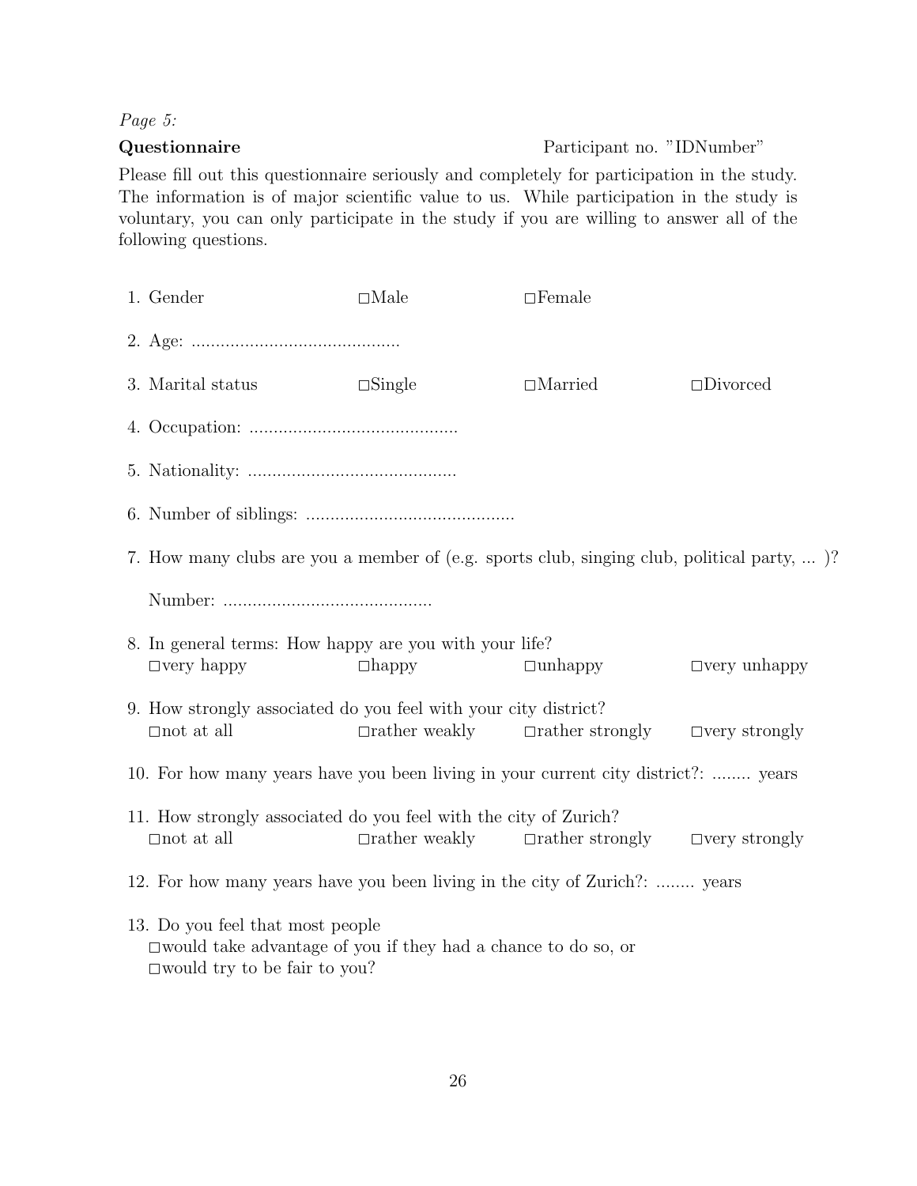*Page 5:*

**Questionnaire** Participant no. "IDNumber"

Please fill out this questionnaire seriously and completely for participation in the study. The information is of major scientific value to us. While participation in the study is voluntary, you can only participate in the study if you are willing to answer all of the following questions.

1. Gender □Male □Female

2. Age: ...........................................

3. Marital status □Single □Married □Divorced

4. Occupation: ...........................................

5. Nationality: ...........................................

6. Number of siblings: ...........................................

7. How many clubs are you a member of (e.g. sports club, singing club, political party, ... )?

   Number: ...........................................

8. In general terms: How happy are you with your life?
   □very happy □happy □unhappy □very unhappy

9. How strongly associated do you feel with your city district?
   □not at all □rather weakly □rather strongly □very strongly

10. For how many years have you been living in your current city district?: ........ years

11. How strongly associated do you feel with the city of Zurich?
    □not at all □rather weakly □rather strongly □very strongly

12. For how many years have you been living in the city of Zurich?: ........ years

13. Do you feel that most people
    □would take advantage of you if they had a chance to do so, or
    □would try to be fair to you?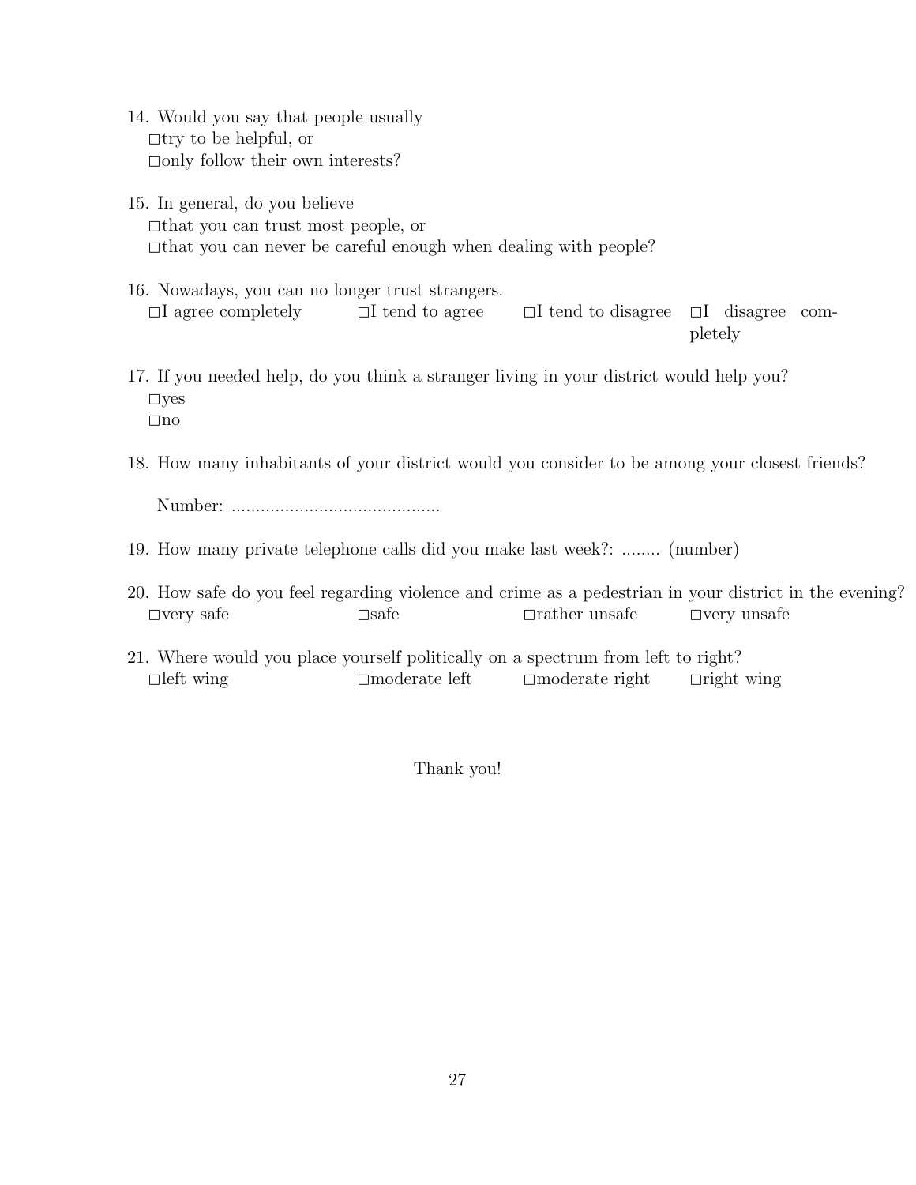14. Would you say that people usually
    □try to be helpful, or
    □only follow their own interests?

15. In general, do you believe
    □that you can trust most people, or
    □that you can never be careful enough when dealing with people?

16. Nowadays, you can no longer trust strangers.
    □I agree completely    □I tend to agree    □I tend to disagree    □I disagree completely

17. If you needed help, do you think a stranger living in your district would help you?
    □yes
    □no

18. How many inhabitants of your district would you consider to be among your closest friends?

    Number: ...........................................

19. How many private telephone calls did you make last week?: ........ (number)

20. How safe do you feel regarding violence and crime as a pedestrian in your district in the evening?
    □very safe    □safe    □rather unsafe    □very unsafe

21. Where would you place yourself politically on a spectrum from left to right?
    □left wing    □moderate left    □moderate right    □right wing

Thank you!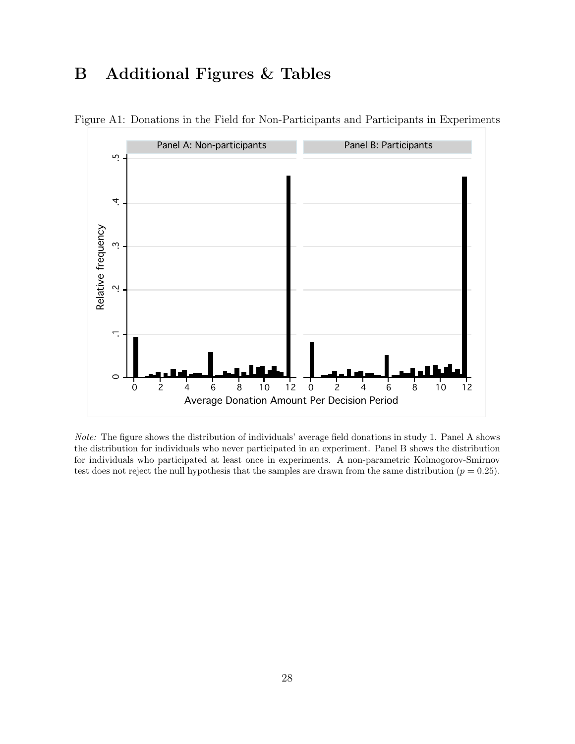# B Additional Figures & Tables

Figure A1: Donations in the Field for Non-Participants and Participants in Experiments

*Note:* The figure shows the distribution of individuals' average field donations in study 1. Panel A shows the distribution for individuals who never participated in an experiment. Panel B shows the distribution for individuals who participated at least once in experiments. A non-parametric Kolmogorov-Smirnov test does not reject the null hypothesis that the samples are drawn from the same distribution ($p = 0.25$).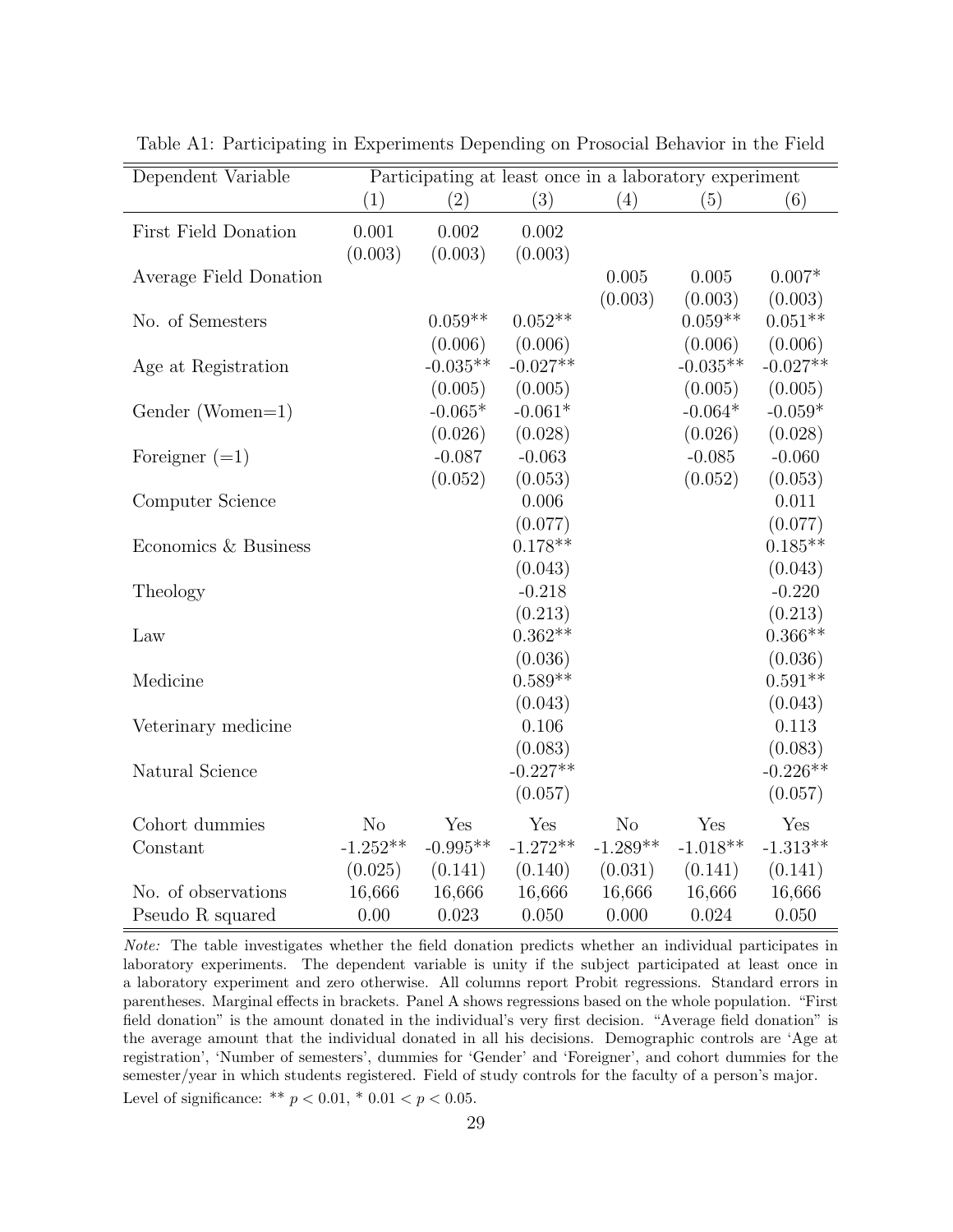Table A1: Participating in Experiments Depending on Prosocial Behavior in the Field

| Dependent Variable | Participating at least once in a laboratory experiment | | | | | |
|---|---|---|---|---|---|---|
| | (1) | (2) | (3) | (4) | (5) | (6) |
| First Field Donation | 0.001 | 0.002 | 0.002 | | | |
| | (0.003) | (0.003) | (0.003) | | | |
| Average Field Donation | | | | 0.005 | 0.005 | 0.007* |
| | | | | (0.003) | (0.003) | (0.003) |
| No. of Semesters | | 0.059** | 0.052** | | 0.059** | 0.051** |
| | | (0.006) | (0.006) | | (0.006) | (0.006) |
| Age at Registration | | -0.035** | -0.027** | | -0.035** | -0.027** |
| | | (0.005) | (0.005) | | (0.005) | (0.005) |
| Gender (Women=1) | | -0.065* | -0.061* | | -0.064* | -0.059* |
| | | (0.026) | (0.028) | | (0.026) | (0.028) |
| Foreigner (=1) | | -0.087 | -0.063 | | -0.085 | -0.060 |
| | | (0.052) | (0.053) | | (0.052) | (0.053) |
| Computer Science | | | 0.006 | | | 0.011 |
| | | | (0.077) | | | (0.077) |
| Economics & Business | | | 0.178** | | | 0.185** |
| | | | (0.043) | | | (0.043) |
| Theology | | | -0.218 | | | -0.220 |
| | | | (0.213) | | | (0.213) |
| Law | | | 0.362** | | | 0.366** |
| | | | (0.036) | | | (0.036) |
| Medicine | | | 0.589** | | | 0.591** |
| | | | (0.043) | | | (0.043) |
| Veterinary medicine | | | 0.106 | | | 0.113 |
| | | | (0.083) | | | (0.083) |
| Natural Science | | | -0.227** | | | -0.226** |
| | | | (0.057) | | | (0.057) |
| Cohort dummies | No | Yes | Yes | No | Yes | Yes |
| Constant | -1.252** | -0.995** | -1.272** | -1.289** | -1.018** | -1.313** |
| | (0.025) | (0.141) | (0.140) | (0.031) | (0.141) | (0.141) |
| No. of observations | 16,666 | 16,666 | 16,666 | 16,666 | 16,666 | 16,666 |
| Pseudo R squared | 0.00 | 0.023 | 0.050 | 0.000 | 0.024 | 0.050 |

*Note:* The table investigates whether the field donation predicts whether an individual participates in laboratory experiments. The dependent variable is unity if the subject participated at least once in a laboratory experiment and zero otherwise. All columns report Probit regressions. Standard errors in parentheses. Marginal effects in brackets. Panel A shows regressions based on the whole population. "First field donation" is the amount donated in the individual's very first decision. "Average field donation" is the average amount that the individual donated in all his decisions. Demographic controls are 'Age at registration', 'Number of semesters', dummies for 'Gender' and 'Foreigner', and cohort dummies for the semester/year in which students registered. Field of study controls for the faculty of a person's major.

Level of significance: ** $p < 0.01$, * $0.01 < p < 0.05$.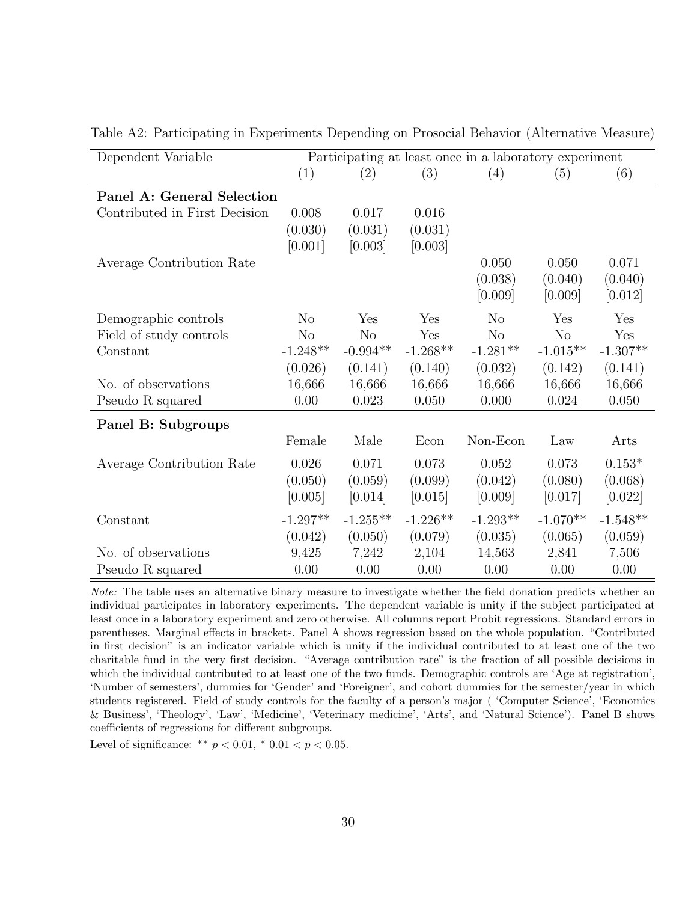Table A2: Participating in Experiments Depending on Prosocial Behavior (Alternative Measure)

| Dependent Variable | Participating at least once in a laboratory experiment | | | | | |
|---|---|---|---|---|---|---|
| | (1) | (2) | (3) | (4) | (5) | (6) |
| **Panel A: General Selection** | | | | | | |
| Contributed in First Decision | 0.008 | 0.017 | 0.016 | | | |
| | (0.030) | (0.031) | (0.031) | | | |
| | [0.001] | [0.003] | [0.003] | | | |
| Average Contribution Rate | | | | 0.050 | 0.050 | 0.071 |
| | | | | (0.038) | (0.040) | (0.040) |
| | | | | [0.009] | [0.009] | [0.012] |
| Demographic controls | No | Yes | Yes | No | Yes | Yes |
| Field of study controls | No | No | Yes | No | No | Yes |
| Constant | -1.248** | -0.994** | -1.268** | -1.281** | -1.015** | -1.307** |
| | (0.026) | (0.141) | (0.140) | (0.032) | (0.142) | (0.141) |
| No. of observations | 16,666 | 16,666 | 16,666 | 16,666 | 16,666 | 16,666 |
| Pseudo R squared | 0.00 | 0.023 | 0.050 | 0.000 | 0.024 | 0.050 |
| **Panel B: Subgroups** | | | | | | |
| | Female | Male | Econ | Non-Econ | Law | Arts |
| Average Contribution Rate | 0.026 | 0.071 | 0.073 | 0.052 | 0.073 | 0.153* |
| | (0.050) | (0.059) | (0.099) | (0.042) | (0.080) | (0.068) |
| | [0.005] | [0.014] | [0.015] | [0.009] | [0.017] | [0.022] |
| Constant | -1.297** | -1.255** | -1.226** | -1.293** | -1.070** | -1.548** |
| | (0.042) | (0.050) | (0.079) | (0.035) | (0.065) | (0.059) |
| No. of observations | 9,425 | 7,242 | 2,104 | 14,563 | 2,841 | 7,506 |
| Pseudo R squared | 0.00 | 0.00 | 0.00 | 0.00 | 0.00 | 0.00 |

*Note:* The table uses an alternative binary measure to investigate whether the field donation predicts whether an individual participates in laboratory experiments. The dependent variable is unity if the subject participated at least once in a laboratory experiment and zero otherwise. All columns report Probit regressions. Standard errors in parentheses. Marginal effects in brackets. Panel A shows regression based on the whole population. "Contributed in first decision" is an indicator variable which is unity if the individual contributed to at least one of the two charitable fund in the very first decision. "Average contribution rate" is the fraction of all possible decisions in which the individual contributed to at least one of the two funds. Demographic controls are 'Age at registration', 'Number of semesters', dummies for 'Gender' and 'Foreigner', and cohort dummies for the semester/year in which students registered. Field of study controls for the faculty of a person's major ( 'Computer Science', 'Economics & Business', 'Theology', 'Law', 'Medicine', 'Veterinary medicine', 'Arts', and 'Natural Science'). Panel B shows coefficients of regressions for different subgroups.

Level of significance: ** $p < 0.01$, * $0.01 < p < 0.05$.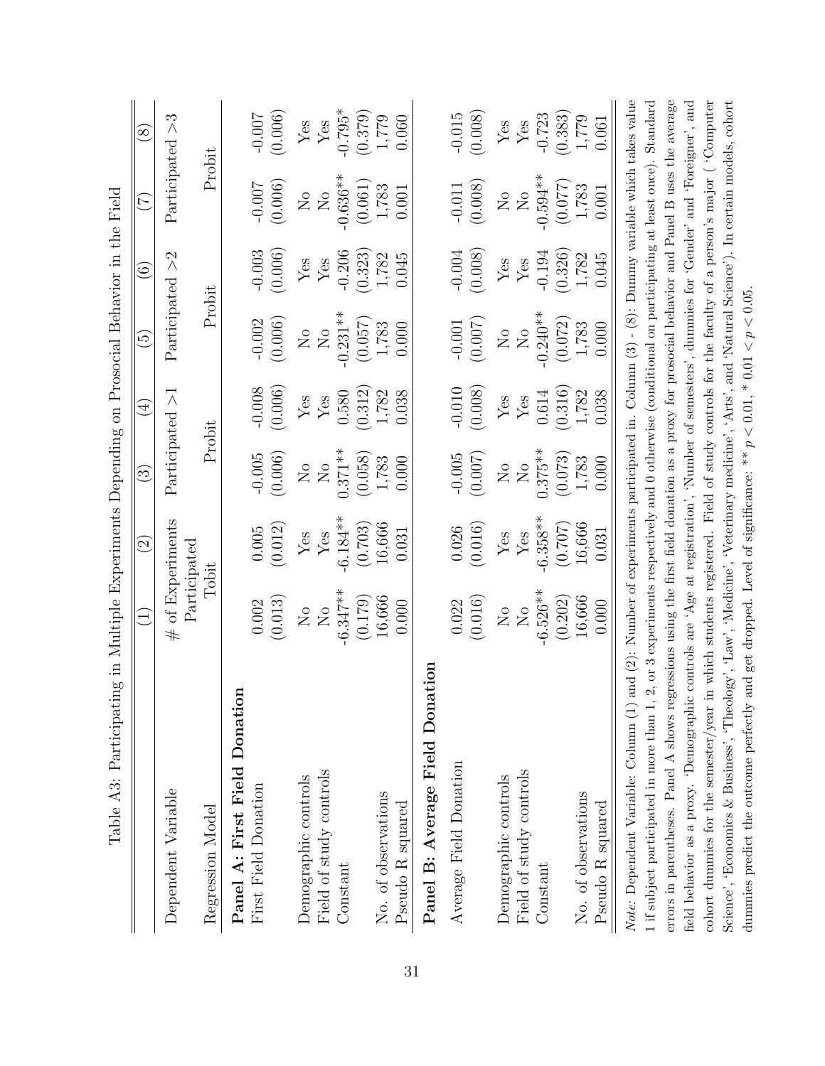Table A3: Participating in Multiple Experiments Depending on Prosocial Behavior in the Field

| | (1) | (2) | (3) | (4) | (5) | (6) | (7) | (8) |
|---|---|---|---|---|---|---|---|---|
| Dependent Variable | # of Experiments Participated | | Participated >1 | | Participated >2 | | Participated >3 | |
| Regression Model | Tobit | | Probit | | Probit | | Probit | |
| **Panel A: First Field Donation** | | | | | | | | |
| First Field Donation | 0.002 | 0.005 | -0.005 | -0.008 | -0.002 | -0.003 | -0.007 | -0.007 |
| | (0.013) | (0.012) | (0.006) | (0.006) | (0.006) | (0.006) | (0.006) | (0.006) |
| Demographic controls | No | Yes | No | Yes | No | Yes | No | Yes |
| Field of study controls | No | Yes | No | Yes | No | Yes | No | Yes |
| Constant | -6.347** | -6.184** | 0.371** | 0.580 | -0.231** | -0.206 | -0.636** | -0.795* |
| | (0.179) | (0.703) | (0.058) | (0.312) | (0.057) | (0.323) | (0.061) | (0.379) |
| No. of observations | 16,666 | 16,666 | 1,783 | 1,782 | 1,783 | 1,782 | 1,783 | 1,779 |
| Pseudo R squared | 0.000 | 0.031 | 0.000 | 0.038 | 0.000 | 0.045 | 0.001 | 0.060 |
| **Panel B: Average Field Donation** | | | | | | | | |
| Average Field Donation | 0.022 | 0.026 | -0.005 | -0.010 | -0.001 | -0.004 | -0.011 | -0.015 |
| | (0.016) | (0.016) | (0.007) | (0.008) | (0.007) | (0.008) | (0.008) | (0.008) |
| Demographic controls | No | Yes | No | Yes | No | Yes | No | Yes |
| Field of study controls | No | Yes | No | Yes | No | Yes | No | Yes |
| Constant | -6.526** | -6.358** | 0.375** | 0.614 | -0.240** | -0.194 | -0.594** | -0.723 |
| | (0.202) | (0.707) | (0.073) | (0.316) | (0.072) | (0.326) | (0.077) | (0.383) |
| No. of observations | 16,666 | 16,666 | 1,783 | 1,782 | 1,783 | 1,782 | 1,783 | 1,779 |
| Pseudo R squared | 0.000 | 0.031 | 0.000 | 0.038 | 0.000 | 0.045 | 0.001 | 0.061 |

*Note:* Dependent Variable: Column (1) and (2): Number of experiments participated in. Column (3) - (8): Dummy variable which takes value 1 if subject participated in more than 1, 2, or 3 experiments respectively and 0 otherwise (conditional on participating at least once). Standard errors in parentheses. Panel A shows regressions using the first field donation as a proxy for prosocial behavior and Panel B uses the average field behavior as a proxy. 'Demographic controls are 'Age at registration', 'Number of semesters', dummies for 'Gender' and 'Foreigner', and cohort dummies for the semester/year in which students registered. Field of study controls for the faculty of a person's major ( 'Computer Science', 'Economics & Business', 'Theology', 'Law', 'Medicine', 'Veterinary medicine', 'Arts', and 'Natural Science'). In certain models, cohort dummies predict the outcome perfectly and get dropped. Level of significance: ** $p < 0.01$, * $0.01 < p < 0.05$.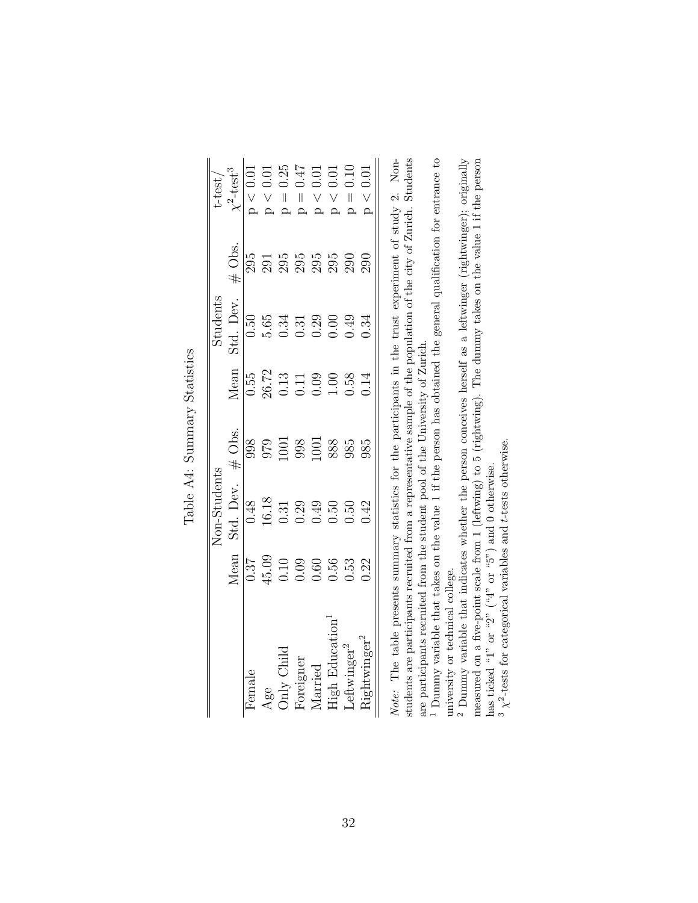Table A4: Summary Statistics

| | Non-Students | | | Students | | | t-test/ |
|---|---|---|---|---|---|---|---|
| | Mean | Std. Dev. | # Obs. | Mean | Std. Dev. | # Obs. | $\chi^2$-test[3] |
| Female | 0.37 | 0.48 | 998 | 0.55 | 0.50 | 295 | $p < 0.01$ |
| Age | 45.09 | 16.18 | 979 | 26.72 | 5.65 | 291 | $p < 0.01$ |
| Only Child | 0.10 | 0.31 | 1001 | 0.13 | 0.34 | 295 | $p = 0.25$ |
| Foreigner | 0.09 | 0.29 | 998 | 0.11 | 0.31 | 295 | $p = 0.47$ |
| Married | 0.60 | 0.49 | 1001 | 0.09 | 0.29 | 295 | $p < 0.01$ |
| High Education[1] | 0.56 | 0.50 | 888 | 1.00 | 0.00 | 295 | $p < 0.01$ |
| Leftwinger[2] | 0.53 | 0.50 | 985 | 0.58 | 0.49 | 290 | $p = 0.10$ |
| Rightwinger[2] | 0.22 | 0.42 | 985 | 0.14 | 0.34 | 290 | $p < 0.01$ |

*Note:* The table presents summary statistics for the participants in the trust experiment of study 2. Non-students are participants recruited from a representative sample of the population of the city of Zurich. Students are participants recruited from the student pool of the University of Zurich.

[1] Dummy variable that takes on the value 1 if the person has obtained the general qualification for entrance to university or technical college.

[2] Dummy variable that indicates whether the person conceives herself as a leftwinger (rightwinger); originally measured on a five-point scale from 1 (leftwing) to 5 (rightwing). The dummy takes on the value 1 if the person has ticked "1" or "2" ("4" or "5") and 0 otherwise.

[3] $\chi^2$-tests for categorical variables and *t*-tests otherwise.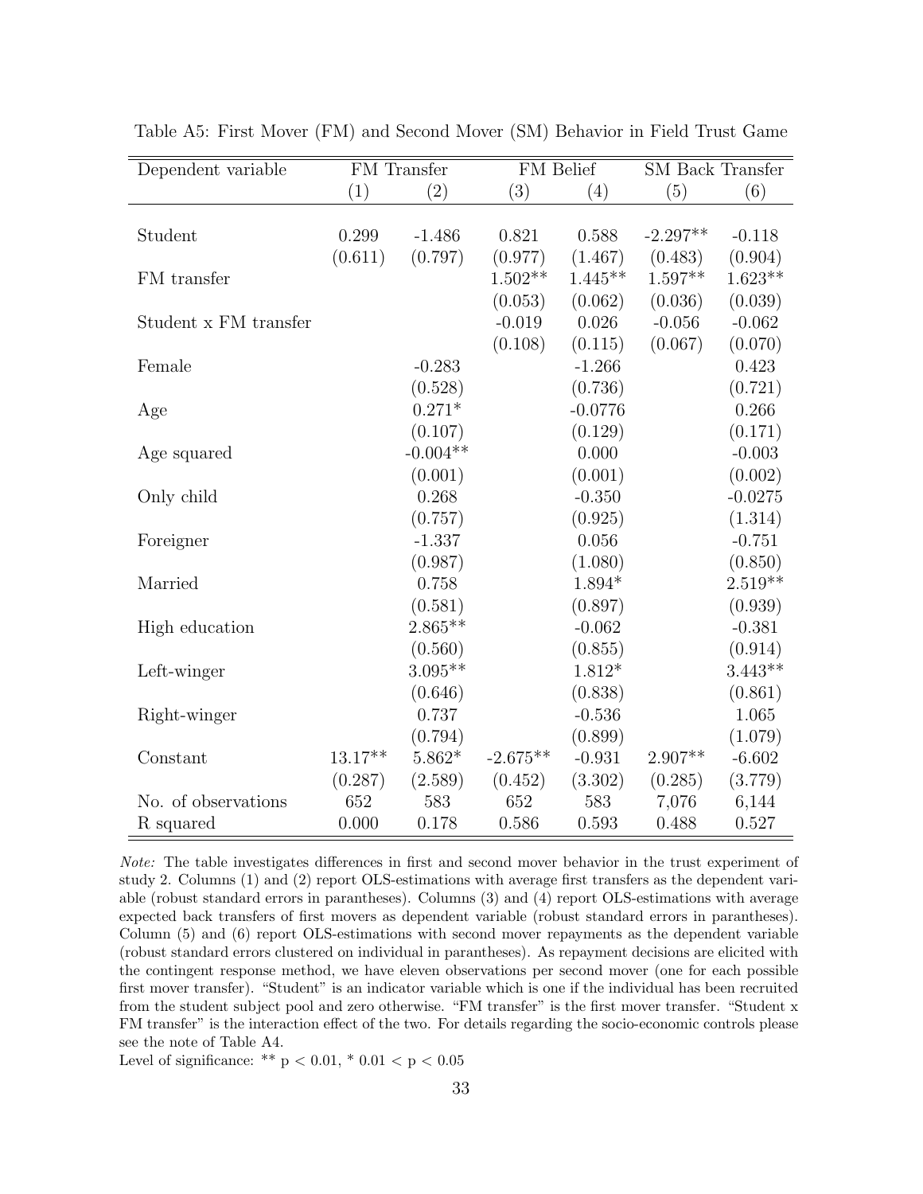Table A5: First Mover (FM) and Second Mover (SM) Behavior in Field Trust Game

| Dependent variable | FM Transfer | | FM Belief | | SM Back Transfer | |
|---|---|---|---|---|---|---|
| | (1) | (2) | (3) | (4) | (5) | (6) |
| Student | 0.299 | -1.486 | 0.821 | 0.588 | -2.297** | -0.118 |
| | (0.611) | (0.797) | (0.977) | (1.467) | (0.483) | (0.904) |
| FM transfer | | | 1.502** | 1.445** | 1.597** | 1.623** |
| | | | (0.053) | (0.062) | (0.036) | (0.039) |
| Student x FM transfer | | | -0.019 | 0.026 | -0.056 | -0.062 |
| | | | (0.108) | (0.115) | (0.067) | (0.070) |
| Female | | -0.283 | | -1.266 | | 0.423 |
| | | (0.528) | | (0.736) | | (0.721) |
| Age | | 0.271* | | -0.0776 | | 0.266 |
| | | (0.107) | | (0.129) | | (0.171) |
| Age squared | | -0.004** | | 0.000 | | -0.003 |
| | | (0.001) | | (0.001) | | (0.002) |
| Only child | | 0.268 | | -0.350 | | -0.0275 |
| | | (0.757) | | (0.925) | | (1.314) |
| Foreigner | | -1.337 | | 0.056 | | -0.751 |
| | | (0.987) | | (1.080) | | (0.850) |
| Married | | 0.758 | | 1.894* | | 2.519** |
| | | (0.581) | | (0.897) | | (0.939) |
| High education | | 2.865** | | -0.062 | | -0.381 |
| | | (0.560) | | (0.855) | | (0.914) |
| Left-winger | | 3.095** | | 1.812* | | 3.443** |
| | | (0.646) | | (0.838) | | (0.861) |
| Right-winger | | 0.737 | | -0.536 | | 1.065 |
| | | (0.794) | | (0.899) | | (1.079) |
| Constant | 13.17** | 5.862* | -2.675** | -0.931 | 2.907** | -6.602 |
| | (0.287) | (2.589) | (0.452) | (3.302) | (0.285) | (3.779) |
| No. of observations | 652 | 583 | 652 | 583 | 7,076 | 6,144 |
| R squared | 0.000 | 0.178 | 0.586 | 0.593 | 0.488 | 0.527 |

*Note:* The table investigates differences in first and second mover behavior in the trust experiment of study 2. Columns (1) and (2) report OLS-estimations with average first transfers as the dependent variable (robust standard errors in parantheses). Columns (3) and (4) report OLS-estimations with average expected back transfers of first movers as dependent variable (robust standard errors in parantheses). Column (5) and (6) report OLS-estimations with second mover repayments as the dependent variable (robust standard errors clustered on individual in parantheses). As repayment decisions are elicited with the contingent response method, we have eleven observations per second mover (one for each possible first mover transfer). "Student" is an indicator variable which is one if the individual has been recruited from the student subject pool and zero otherwise. "FM transfer" is the first mover transfer. "Student x FM transfer" is the interaction effect of the two. For details regarding the socio-economic controls please see the note of Table A4.

Level of significance: ** $p < 0.01$, * $0.01 < p < 0.05$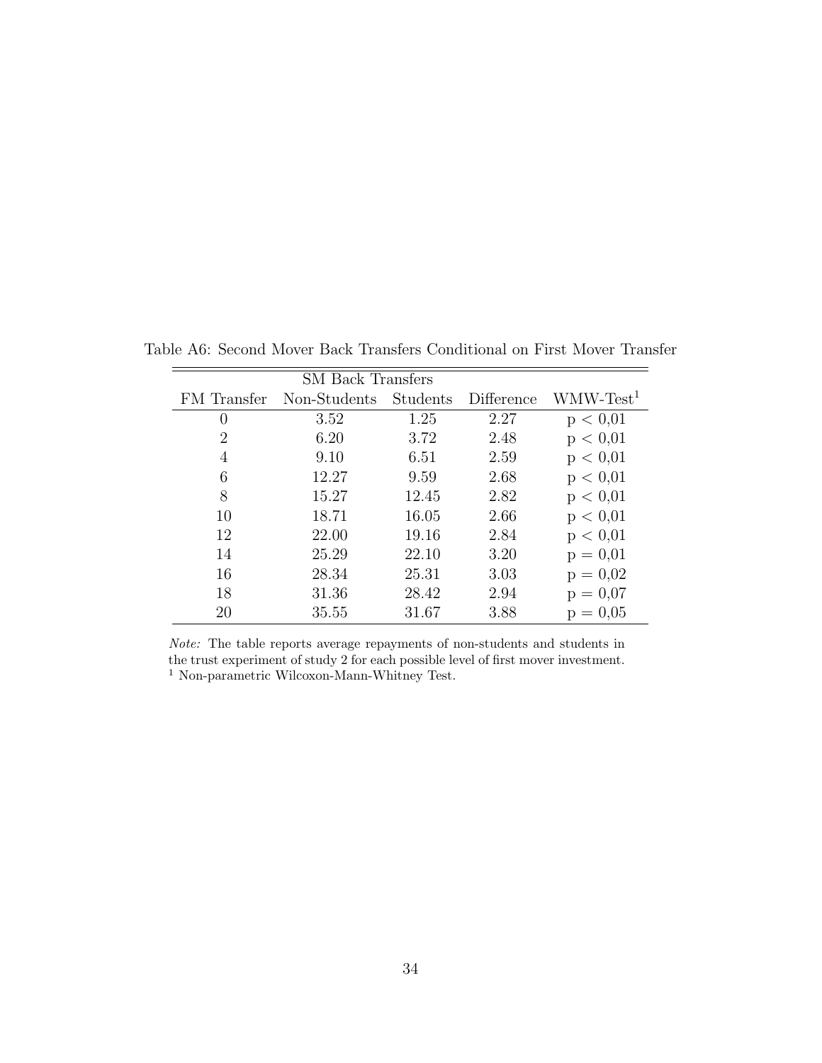Table A6: Second Mover Back Transfers Conditional on First Mover Transfer

| | SM Back Transfers | | | |
|---|---|---|---|---|
| FM Transfer | Non-Students | Students | Difference | WMW-Test[1] |
| 0 | 3.52 | 1.25 | 2.27 | $p < 0{,}01$ |
| 2 | 6.20 | 3.72 | 2.48 | $p < 0{,}01$ |
| 4 | 9.10 | 6.51 | 2.59 | $p < 0{,}01$ |
| 6 | 12.27 | 9.59 | 2.68 | $p < 0{,}01$ |
| 8 | 15.27 | 12.45 | 2.82 | $p < 0{,}01$ |
| 10 | 18.71 | 16.05 | 2.66 | $p < 0{,}01$ |
| 12 | 22.00 | 19.16 | 2.84 | $p < 0{,}01$ |
| 14 | 25.29 | 22.10 | 3.20 | $p = 0{,}01$ |
| 16 | 28.34 | 25.31 | 3.03 | $p = 0{,}02$ |
| 18 | 31.36 | 28.42 | 2.94 | $p = 0{,}07$ |
| 20 | 35.55 | 31.67 | 3.88 | $p = 0{,}05$ |

*Note:* The table reports average repayments of non-students and students in the trust experiment of study 2 for each possible level of first mover investment.
[1] Non-parametric Wilcoxon-Mann-Whitney Test.